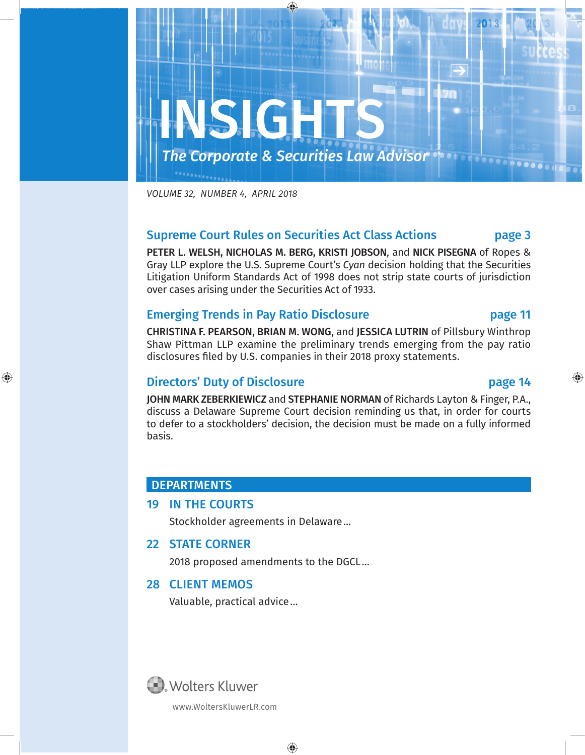# INSIGHTS

*The Corporate & Securities Law Advisor*

*VOLUME 32, NUMBER 4, APRIL 2018*

## Supreme Court Rules on Securities Act Class Actions — page 3

**PETER L. WELSH, NICHOLAS M. BERG, KRISTI JOBSON**, and **NICK PISEGNA** of Ropes & Gray LLP explore the U.S. Supreme Court's *Cyan* decision holding that the Securities Litigation Uniform Standards Act of 1998 does not strip state courts of jurisdiction over cases arising under the Securities Act of 1933.

## Emerging Trends in Pay Ratio Disclosure — page 11

**CHRISTINA F. PEARSON, BRIAN M. WONG**, and **JESSICA LUTRIN** of Pillsbury Winthrop Shaw Pittman LLP examine the preliminary trends emerging from the pay ratio disclosures filed by U.S. companies in their 2018 proxy statements.

## Directors' Duty of Disclosure — page 14

**JOHN MARK ZEBERKIEWICZ** and **STEPHANIE NORMAN** of Richards Layton & Finger, P.A., discuss a Delaware Supreme Court decision reminding us that, in order for courts to defer to a stockholders' decision, the decision must be made on a fully informed basis.

## DEPARTMENTS

**19 IN THE COURTS**

Stockholder agreements in Delaware…

**22 STATE CORNER**

2018 proposed amendments to the DGCL…

**28 CLIENT MEMOS**

Valuable, practical advice…

Wolters Kluwer

www.WoltersKluwerLR.com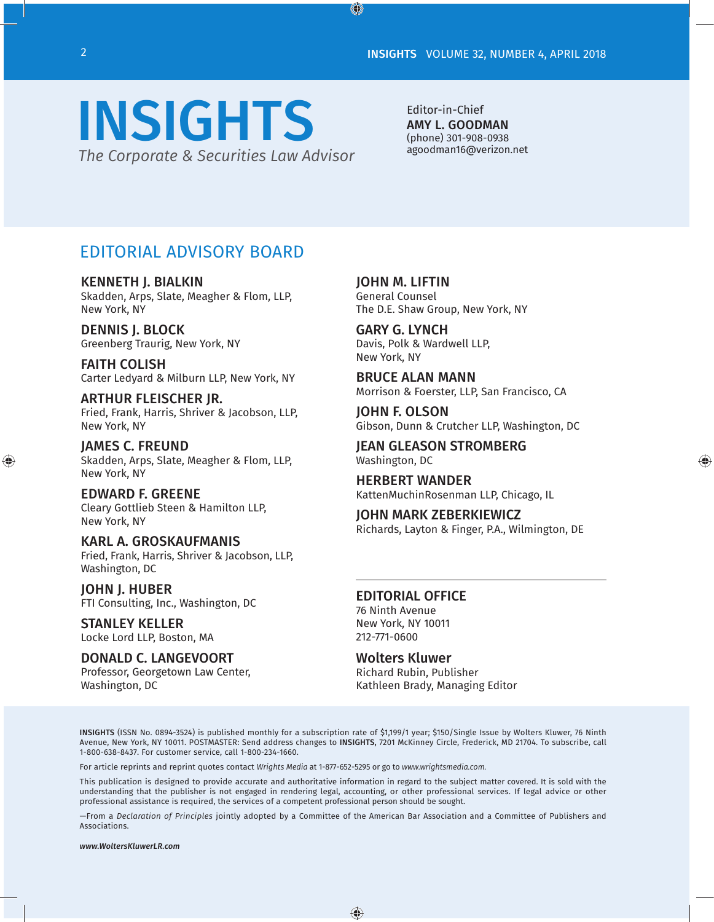# INSIGHTS

*The Corporate & Securities Law Advisor*

Editor-in-Chief
**AMY L. GOODMAN**
(phone) 301-908-0938
agoodman16@verizon.net

## EDITORIAL ADVISORY BOARD

**KENNETH J. BIALKIN**
Skadden, Arps, Slate, Meagher & Flom, LLP, New York, NY

**DENNIS J. BLOCK**
Greenberg Traurig, New York, NY

**FAITH COLISH**
Carter Ledyard & Milburn LLP, New York, NY

**ARTHUR FLEISCHER JR.**
Fried, Frank, Harris, Shriver & Jacobson, LLP, New York, NY

**JAMES C. FREUND**
Skadden, Arps, Slate, Meagher & Flom, LLP, New York, NY

**EDWARD F. GREENE**
Cleary Gottlieb Steen & Hamilton LLP, New York, NY

**KARL A. GROSKAUFMANIS**
Fried, Frank, Harris, Shriver & Jacobson, LLP, Washington, DC

**JOHN J. HUBER**
FTI Consulting, Inc., Washington, DC

**STANLEY KELLER**
Locke Lord LLP, Boston, MA

**DONALD C. LANGEVOORT**
Professor, Georgetown Law Center, Washington, DC

**JOHN M. LIFTIN**
General Counsel
The D.E. Shaw Group, New York, NY

**GARY G. LYNCH**
Davis, Polk & Wardwell LLP, New York, NY

**BRUCE ALAN MANN**
Morrison & Foerster, LLP, San Francisco, CA

**JOHN F. OLSON**
Gibson, Dunn & Crutcher LLP, Washington, DC

**JEAN GLEASON STROMBERG**
Washington, DC

**HERBERT WANDER**
KattenMuchinRosenman LLP, Chicago, IL

**JOHN MARK ZEBERKIEWICZ**
Richards, Layton & Finger, P.A., Wilmington, DE

**EDITORIAL OFFICE**
76 Ninth Avenue
New York, NY 10011
212-771-0600

**Wolters Kluwer**
Richard Rubin, Publisher
Kathleen Brady, Managing Editor

**INSIGHTS** (ISSN No. 0894-3524) is published monthly for a subscription rate of $1,199/1 year; $150/Single Issue by Wolters Kluwer, 76 Ninth Avenue, New York, NY 10011. POSTMASTER: Send address changes to **INSIGHTS,** 7201 McKinney Circle, Frederick, MD 21704. To subscribe, call 1-800-638-8437. For customer service, call 1-800-234-1660.

For article reprints and reprint quotes contact *Wrights Media* at 1-877-652-5295 or go to *www.wrightsmedia.com.*

This publication is designed to provide accurate and authoritative information in regard to the subject matter covered. It is sold with the understanding that the publisher is not engaged in rendering legal, accounting, or other professional services. If legal advice or other professional assistance is required, the services of a competent professional person should be sought.

—From a *Declaration of Principles* jointly adopted by a Committee of the American Bar Association and a Committee of Publishers and Associations.

***www.WoltersKluwerLR.com***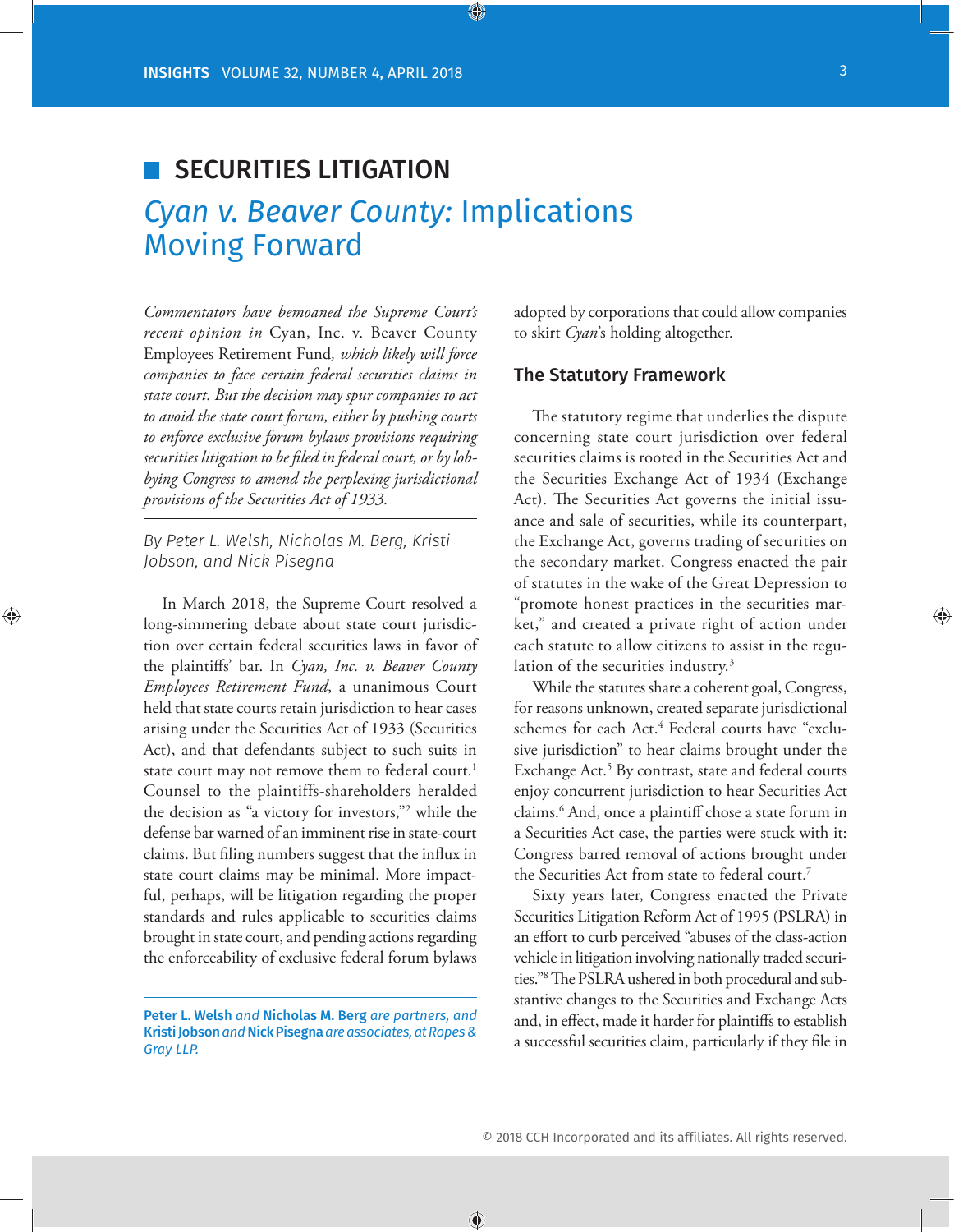## SECURITIES LITIGATION

# *Cyan v. Beaver County:* Implications Moving Forward

*Commentators have bemoaned the Supreme Court's recent opinion in* Cyan, Inc. v. Beaver County Employees Retirement Fund*, which likely will force companies to face certain federal securities claims in state court. But the decision may spur companies to act to avoid the state court forum, either by pushing courts to enforce exclusive forum bylaws provisions requiring securities litigation to be filed in federal court, or by lobbying Congress to amend the perplexing jurisdictional provisions of the Securities Act of 1933.*

*By Peter L. Welsh, Nicholas M. Berg, Kristi Jobson, and Nick Pisegna*

In March 2018, the Supreme Court resolved a long-simmering debate about state court jurisdiction over certain federal securities laws in favor of the plaintiffs' bar. In *Cyan, Inc. v. Beaver County Employees Retirement Fund*, a unanimous Court held that state courts retain jurisdiction to hear cases arising under the Securities Act of 1933 (Securities Act), and that defendants subject to such suits in state court may not remove them to federal court.[1] Counsel to the plaintiffs-shareholders heralded the decision as "a victory for investors,"[2] while the defense bar warned of an imminent rise in state-court claims. But filing numbers suggest that the influx in state court claims may be minimal. More impactful, perhaps, will be litigation regarding the proper standards and rules applicable to securities claims brought in state court, and pending actions regarding the enforceability of exclusive federal forum bylaws adopted by corporations that could allow companies to skirt *Cyan*'s holding altogether.

**Peter L. Welsh** *and* **Nicholas M. Berg** *are partners, and* **Kristi Jobson** *and* **Nick Pisegna** *are associates, at Ropes & Gray LLP.*

## The Statutory Framework

The statutory regime that underlies the dispute concerning state court jurisdiction over federal securities claims is rooted in the Securities Act and the Securities Exchange Act of 1934 (Exchange Act). The Securities Act governs the initial issuance and sale of securities, while its counterpart, the Exchange Act, governs trading of securities on the secondary market. Congress enacted the pair of statutes in the wake of the Great Depression to "promote honest practices in the securities market," and created a private right of action under each statute to allow citizens to assist in the regulation of the securities industry.[3]

While the statutes share a coherent goal, Congress, for reasons unknown, created separate jurisdictional schemes for each Act.[4] Federal courts have "exclusive jurisdiction" to hear claims brought under the Exchange Act.[5] By contrast, state and federal courts enjoy concurrent jurisdiction to hear Securities Act claims.[6] And, once a plaintiff chose a state forum in a Securities Act case, the parties were stuck with it: Congress barred removal of actions brought under the Securities Act from state to federal court.[7]

Sixty years later, Congress enacted the Private Securities Litigation Reform Act of 1995 (PSLRA) in an effort to curb perceived "abuses of the class-action vehicle in litigation involving nationally traded securities."[8] The PSLRA ushered in both procedural and substantive changes to the Securities and Exchange Acts and, in effect, made it harder for plaintiffs to establish a successful securities claim, particularly if they file in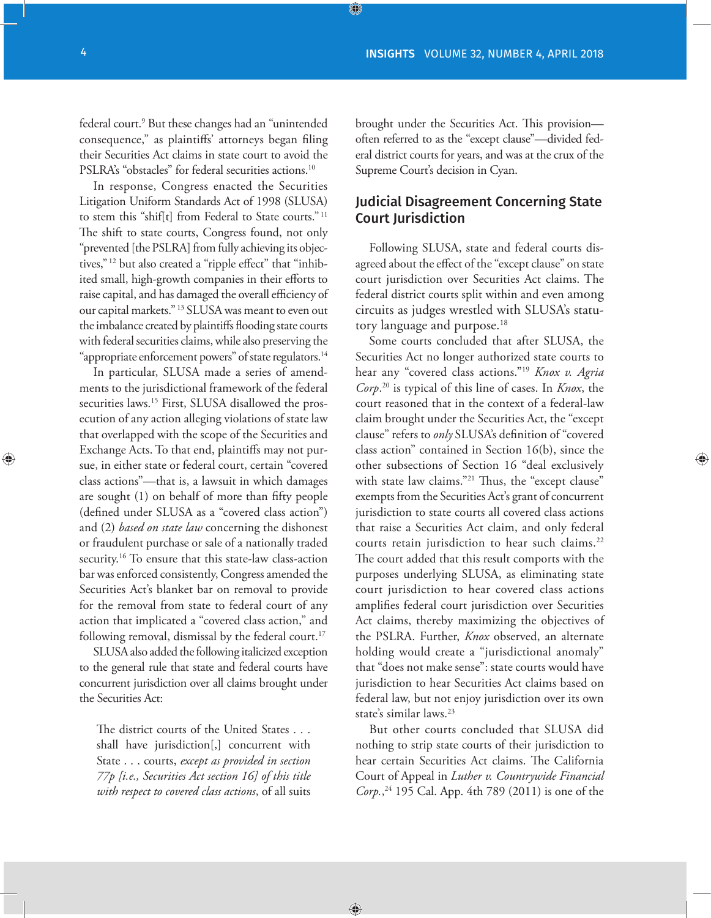federal court.[9] But these changes had an "unintended consequence," as plaintiffs' attorneys began filing their Securities Act claims in state court to avoid the PSLRA's "obstacles" for federal securities actions.[10]

In response, Congress enacted the Securities Litigation Uniform Standards Act of 1998 (SLUSA) to stem this "shif[t] from Federal to State courts."[11] The shift to state courts, Congress found, not only "prevented [the PSLRA] from fully achieving its objectives,"[12] but also created a "ripple effect" that "inhibited small, high-growth companies in their efforts to raise capital, and has damaged the overall efficiency of our capital markets."[13] SLUSA was meant to even out the imbalance created by plaintiffs flooding state courts with federal securities claims, while also preserving the "appropriate enforcement powers" of state regulators.[14]

In particular, SLUSA made a series of amendments to the jurisdictional framework of the federal securities laws.[15] First, SLUSA disallowed the prosecution of any action alleging violations of state law that overlapped with the scope of the Securities and Exchange Acts. To that end, plaintiffs may not pursue, in either state or federal court, certain "covered class actions"—that is, a lawsuit in which damages are sought (1) on behalf of more than fifty people (defined under SLUSA as a "covered class action") and (2) *based on state law* concerning the dishonest or fraudulent purchase or sale of a nationally traded security.[16] To ensure that this state-law class-action bar was enforced consistently, Congress amended the Securities Act's blanket bar on removal to provide for the removal from state to federal court of any action that implicated a "covered class action," and following removal, dismissal by the federal court.[17]

SLUSA also added the following italicized exception to the general rule that state and federal courts have concurrent jurisdiction over all claims brought under the Securities Act:

> The district courts of the United States . . . shall have jurisdiction[,] concurrent with State . . . courts, *except as provided in section 77p [i.e., Securities Act section 16] of this title with respect to covered class actions*, of all suits brought under the Securities Act.

This provision—often referred to as the "except clause"—divided federal district courts for years, and was at the crux of the Supreme Court's decision in Cyan.

## Judicial Disagreement Concerning State Court Jurisdiction

Following SLUSA, state and federal courts disagreed about the effect of the "except clause" on state court jurisdiction over Securities Act claims. The federal district courts split within and even among circuits as judges wrestled with SLUSA's statutory language and purpose.[18]

Some courts concluded that after SLUSA, the Securities Act no longer authorized state courts to hear any "covered class actions."[19] *Knox v. Agria Corp*.[20] is typical of this line of cases. In *Knox*, the court reasoned that in the context of a federal-law claim brought under the Securities Act, the "except clause" refers to *only* SLUSA's definition of "covered class action" contained in Section 16(b), since the other subsections of Section 16 "deal exclusively with state law claims."[21] Thus, the "except clause" exempts from the Securities Act's grant of concurrent jurisdiction to state courts all covered class actions that raise a Securities Act claim, and only federal courts retain jurisdiction to hear such claims.[22] The court added that this result comports with the purposes underlying SLUSA, as eliminating state court jurisdiction to hear covered class actions amplifies federal court jurisdiction over Securities Act claims, thereby maximizing the objectives of the PSLRA. Further, *Knox* observed, an alternate holding would create a "jurisdictional anomaly" that "does not make sense": state courts would have jurisdiction to hear Securities Act claims based on federal law, but not enjoy jurisdiction over its own state's similar laws.[23]

But other courts concluded that SLUSA did nothing to strip state courts of their jurisdiction to hear certain Securities Act claims. The California Court of Appeal in *Luther v. Countrywide Financial Corp.*,[24] 195 Cal. App. 4th 789 (2011) is one of the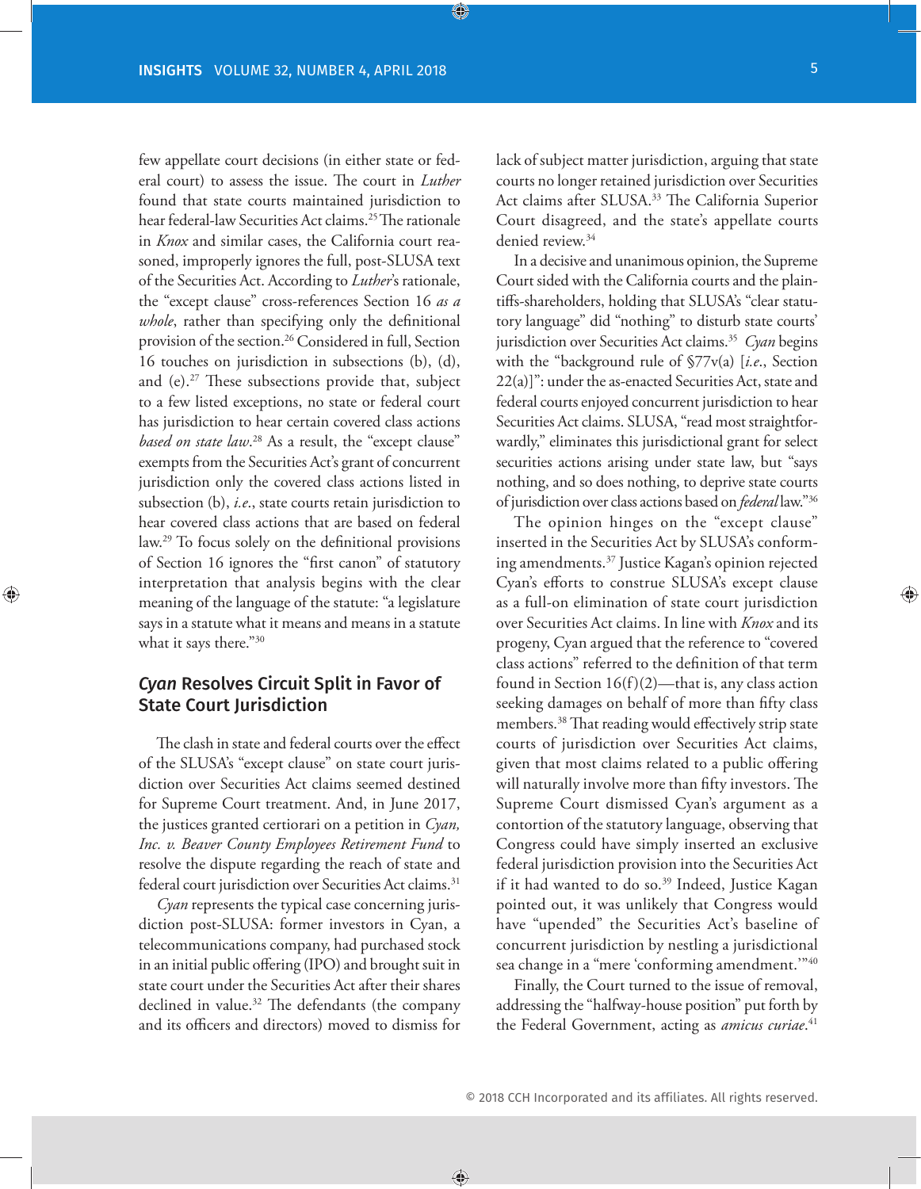few appellate court decisions (in either state or federal court) to assess the issue. The court in *Luther* found that state courts maintained jurisdiction to hear federal-law Securities Act claims.[25] The rationale in *Knox* and similar cases, the California court reasoned, improperly ignores the full, post-SLUSA text of the Securities Act. According to *Luther*'s rationale, the "except clause" cross-references Section 16 *as a whole*, rather than specifying only the definitional provision of the section.[26] Considered in full, Section 16 touches on jurisdiction in subsections (b), (d), and (e).[27] These subsections provide that, subject to a few listed exceptions, no state or federal court has jurisdiction to hear certain covered class actions *based on state law*.[28] As a result, the "except clause" exempts from the Securities Act's grant of concurrent jurisdiction only the covered class actions listed in subsection (b), *i.e.*, state courts retain jurisdiction to hear covered class actions that are based on federal law.[29] To focus solely on the definitional provisions of Section 16 ignores the "first canon" of statutory interpretation that analysis begins with the clear meaning of the language of the statute: "a legislature says in a statute what it means and means in a statute what it says there."[30]

## *Cyan* Resolves Circuit Split in Favor of State Court Jurisdiction

The clash in state and federal courts over the effect of the SLUSA's "except clause" on state court jurisdiction over Securities Act claims seemed destined for Supreme Court treatment. And, in June 2017, the justices granted certiorari on a petition in *Cyan, Inc. v. Beaver County Employees Retirement Fund* to resolve the dispute regarding the reach of state and federal court jurisdiction over Securities Act claims.[31]

*Cyan* represents the typical case concerning jurisdiction post-SLUSA: former investors in Cyan, a telecommunications company, had purchased stock in an initial public offering (IPO) and brought suit in state court under the Securities Act after their shares declined in value.[32] The defendants (the company and its officers and directors) moved to dismiss for lack of subject matter jurisdiction, arguing that state courts no longer retained jurisdiction over Securities Act claims after SLUSA.[33] The California Superior Court disagreed, and the state's appellate courts denied review.[34]

In a decisive and unanimous opinion, the Supreme Court sided with the California courts and the plaintiffs-shareholders, holding that SLUSA's "clear statutory language" did "nothing" to disturb state courts' jurisdiction over Securities Act claims.[35] *Cyan* begins with the "background rule of §77v(a) [*i.e.*, Section 22(a)]": under the as-enacted Securities Act, state and federal courts enjoyed concurrent jurisdiction to hear Securities Act claims. SLUSA, "read most straightforwardly," eliminates this jurisdictional grant for select securities actions arising under state law, but "says nothing, and so does nothing, to deprive state courts of jurisdiction over class actions based on *federal* law."[36]

The opinion hinges on the "except clause" inserted in the Securities Act by SLUSA's conforming amendments.[37] Justice Kagan's opinion rejected Cyan's efforts to construe SLUSA's except clause as a full-on elimination of state court jurisdiction over Securities Act claims. In line with *Knox* and its progeny, Cyan argued that the reference to "covered class actions" referred to the definition of that term found in Section 16(f)(2)—that is, any class action seeking damages on behalf of more than fifty class members.[38] That reading would effectively strip state courts of jurisdiction over Securities Act claims, given that most claims related to a public offering will naturally involve more than fifty investors. The Supreme Court dismissed Cyan's argument as a contortion of the statutory language, observing that Congress could have simply inserted an exclusive federal jurisdiction provision into the Securities Act if it had wanted to do so.[39] Indeed, Justice Kagan pointed out, it was unlikely that Congress would have "upended" the Securities Act's baseline of concurrent jurisdiction by nestling a jurisdictional sea change in a "mere 'conforming amendment.'"[40]

Finally, the Court turned to the issue of removal, addressing the "halfway-house position" put forth by the Federal Government, acting as *amicus curiae*.[41]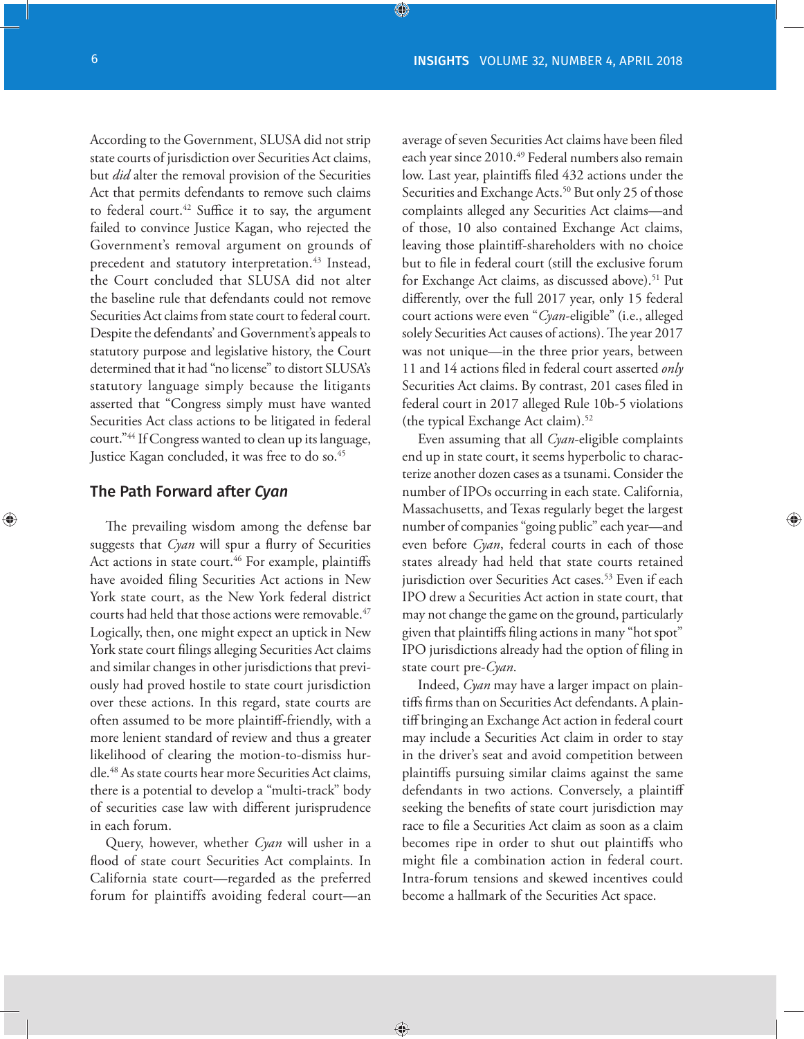According to the Government, SLUSA did not strip state courts of jurisdiction over Securities Act claims, but *did* alter the removal provision of the Securities Act that permits defendants to remove such claims to federal court.[42] Suffice it to say, the argument failed to convince Justice Kagan, who rejected the Government's removal argument on grounds of precedent and statutory interpretation.[43] Instead, the Court concluded that SLUSA did not alter the baseline rule that defendants could not remove Securities Act claims from state court to federal court. Despite the defendants' and Government's appeals to statutory purpose and legislative history, the Court determined that it had "no license" to distort SLUSA's statutory language simply because the litigants asserted that "Congress simply must have wanted Securities Act class actions to be litigated in federal court."[44] If Congress wanted to clean up its language, Justice Kagan concluded, it was free to do so.[45]

## The Path Forward after *Cyan*

The prevailing wisdom among the defense bar suggests that *Cyan* will spur a flurry of Securities Act actions in state court.[46] For example, plaintiffs have avoided filing Securities Act actions in New York state court, as the New York federal district courts had held that those actions were removable.[47] Logically, then, one might expect an uptick in New York state court filings alleging Securities Act claims and similar changes in other jurisdictions that previously had proved hostile to state court jurisdiction over these actions. In this regard, state courts are often assumed to be more plaintiff-friendly, with a more lenient standard of review and thus a greater likelihood of clearing the motion-to-dismiss hurdle.[48] As state courts hear more Securities Act claims, there is a potential to develop a "multi-track" body of securities case law with different jurisprudence in each forum.

Query, however, whether *Cyan* will usher in a flood of state court Securities Act complaints. In California state court—regarded as the preferred forum for plaintiffs avoiding federal court—an average of seven Securities Act claims have been filed each year since 2010.[49] Federal numbers also remain low. Last year, plaintiffs filed 432 actions under the Securities and Exchange Acts.[50] But only 25 of those complaints alleged any Securities Act claims—and of those, 10 also contained Exchange Act claims, leaving those plaintiff-shareholders with no choice but to file in federal court (still the exclusive forum for Exchange Act claims, as discussed above).[51] Put differently, over the full 2017 year, only 15 federal court actions were even "*Cyan*-eligible" (i.e., alleged solely Securities Act causes of actions). The year 2017 was not unique—in the three prior years, between 11 and 14 actions filed in federal court asserted *only* Securities Act claims. By contrast, 201 cases filed in federal court in 2017 alleged Rule 10b-5 violations (the typical Exchange Act claim).[52]

Even assuming that all *Cyan*-eligible complaints end up in state court, it seems hyperbolic to characterize another dozen cases as a tsunami. Consider the number of IPOs occurring in each state. California, Massachusetts, and Texas regularly beget the largest number of companies "going public" each year—and even before *Cyan*, federal courts in each of those states already had held that state courts retained jurisdiction over Securities Act cases.[53] Even if each IPO drew a Securities Act action in state court, that may not change the game on the ground, particularly given that plaintiffs filing actions in many "hot spot" IPO jurisdictions already had the option of filing in state court pre-*Cyan*.

Indeed, *Cyan* may have a larger impact on plaintiffs firms than on Securities Act defendants. A plaintiff bringing an Exchange Act action in federal court may include a Securities Act claim in order to stay in the driver's seat and avoid competition between plaintiffs pursuing similar claims against the same defendants in two actions. Conversely, a plaintiff seeking the benefits of state court jurisdiction may race to file a Securities Act claim as soon as a claim becomes ripe in order to shut out plaintiffs who might file a combination action in federal court. Intra-forum tensions and skewed incentives could become a hallmark of the Securities Act space.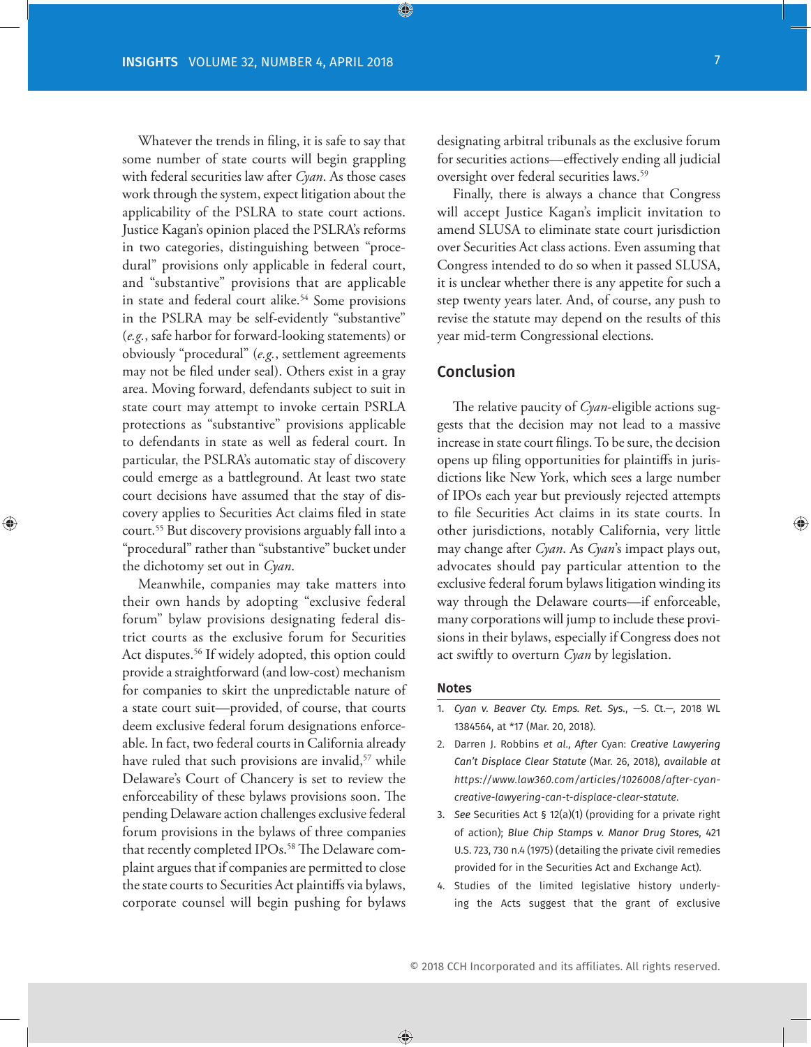Whatever the trends in filing, it is safe to say that some number of state courts will begin grappling with federal securities law after *Cyan*. As those cases work through the system, expect litigation about the applicability of the PSLRA to state court actions. Justice Kagan's opinion placed the PSLRA's reforms in two categories, distinguishing between "procedural" provisions only applicable in federal court, and "substantive" provisions that are applicable in state and federal court alike.[54] Some provisions in the PSLRA may be self-evidently "substantive" (*e.g.*, safe harbor for forward-looking statements) or obviously "procedural" (*e.g.*, settlement agreements may not be filed under seal). Others exist in a gray area. Moving forward, defendants subject to suit in state court may attempt to invoke certain PSRLA protections as "substantive" provisions applicable to defendants in state as well as federal court. In particular, the PSLRA's automatic stay of discovery could emerge as a battleground. At least two state court decisions have assumed that the stay of discovery applies to Securities Act claims filed in state court.[55] But discovery provisions arguably fall into a "procedural" rather than "substantive" bucket under the dichotomy set out in *Cyan*.

Meanwhile, companies may take matters into their own hands by adopting "exclusive federal forum" bylaw provisions designating federal district courts as the exclusive forum for Securities Act disputes.[56] If widely adopted, this option could provide a straightforward (and low-cost) mechanism for companies to skirt the unpredictable nature of a state court suit—provided, of course, that courts deem exclusive federal forum designations enforceable. In fact, two federal courts in California already have ruled that such provisions are invalid,[57] while Delaware's Court of Chancery is set to review the enforceability of these bylaws provisions soon. The pending Delaware action challenges exclusive federal forum provisions in the bylaws of three companies that recently completed IPOs.[58] The Delaware complaint argues that if companies are permitted to close the state courts to Securities Act plaintiffs via bylaws, corporate counsel will begin pushing for bylaws designating arbitral tribunals as the exclusive forum for securities actions—effectively ending all judicial oversight over federal securities laws.[59]

Finally, there is always a chance that Congress will accept Justice Kagan's implicit invitation to amend SLUSA to eliminate state court jurisdiction over Securities Act class actions. Even assuming that Congress intended to do so when it passed SLUSA, it is unclear whether there is any appetite for such a step twenty years later. And, of course, any push to revise the statute may depend on the results of this year mid-term Congressional elections.

## Conclusion

The relative paucity of *Cyan*-eligible actions suggests that the decision may not lead to a massive increase in state court filings. To be sure, the decision opens up filing opportunities for plaintiffs in jurisdictions like New York, which sees a large number of IPOs each year but previously rejected attempts to file Securities Act claims in its state courts. In other jurisdictions, notably California, very little may change after *Cyan*. As *Cyan*'s impact plays out, advocates should pay particular attention to the exclusive federal forum bylaws litigation winding its way through the Delaware courts—if enforceable, many corporations will jump to include these provisions in their bylaws, especially if Congress does not act swiftly to overturn *Cyan* by legislation.

### Notes

1. *Cyan v. Beaver Cty. Emps. Ret. Sys.*, —S. Ct.—, 2018 WL 1384564, at *17 (Mar. 20, 2018).
2. Darren J. Robbins *et al.*, *After* Cyan: *Creative Lawyering Can't Displace Clear Statute* (Mar. 26, 2018), *available at https://www.law360.com/articles/1026008/after-cyan-creative-lawyering-can-t-displace-clear-statute*.
3. *See* Securities Act § 12(a)(1) (providing for a private right of action); *Blue Chip Stamps v. Manor Drug Stores*, 421 U.S. 723, 730 n.4 (1975) (detailing the private civil remedies provided for in the Securities Act and Exchange Act).
4. Studies of the limited legislative history underlying the Acts suggest that the grant of exclusive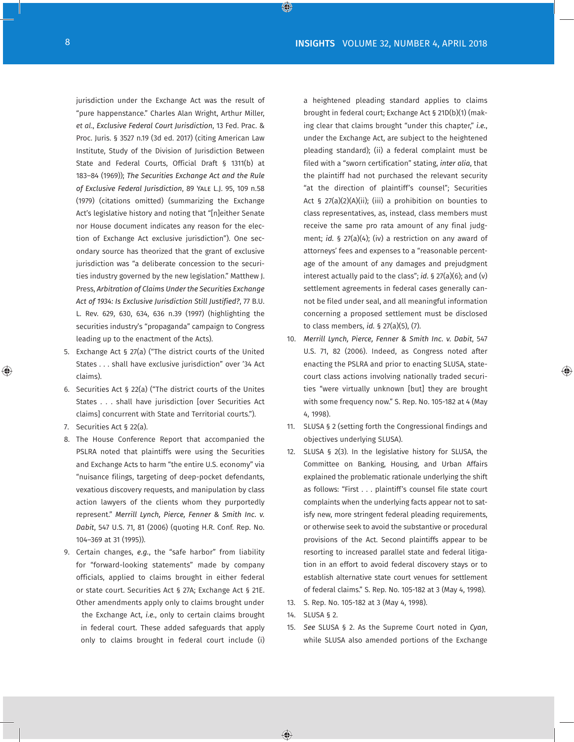jurisdiction under the Exchange Act was the result of "pure happenstance." Charles Alan Wright, Arthur Miller, *et al.*, *Exclusive Federal Court Jurisdiction*, 13 Fed. Prac. & Proc. Juris. § 3527 n.19 (3d ed. 2017) (citing American Law Institute, Study of the Division of Jurisdiction Between State and Federal Courts, Official Draft § 1311(b) at 183–84 (1969)); *The Securities Exchange Act and the Rule of Exclusive Federal Jurisdiction*, 89 Yale L.J. 95, 109 n.58 (1979) (citations omitted) (summarizing the Exchange Act's legislative history and noting that "[n]either Senate nor House document indicates any reason for the election of Exchange Act exclusive jurisdiction"). One secondary source has theorized that the grant of exclusive jurisdiction was "a deliberate concession to the securities industry governed by the new legislation." Matthew J. Press, *Arbitration of Claims Under the Securities Exchange Act of 1934: Is Exclusive Jurisdiction Still Justified?*, 77 B.U. L. Rev. 629, 630, 634, 636 n.39 (1997) (highlighting the securities industry's "propaganda" campaign to Congress leading up to the enactment of the Acts).

5. Exchange Act § 27(a) ("The district courts of the United States . . . shall have exclusive jurisdiction" over '34 Act claims).
6. Securities Act § 22(a) ("The district courts of the Unites States . . . shall have jurisdiction [over Securities Act claims] concurrent with State and Territorial courts.").
7. Securities Act § 22(a).
8. The House Conference Report that accompanied the PSLRA noted that plaintiffs were using the Securities and Exchange Acts to harm "the entire U.S. economy" via "nuisance filings, targeting of deep-pocket defendants, vexatious discovery requests, and manipulation by class action lawyers of the clients whom they purportedly represent." *Merrill Lynch, Pierce, Fenner & Smith Inc. v. Dabit*, 547 U.S. 71, 81 (2006) (quoting H.R. Conf. Rep. No. 104–369 at 31 (1995)).
9. Certain changes, *e.g.*, the "safe harbor" from liability for "forward-looking statements" made by company officials, applied to claims brought in either federal or state court. Securities Act § 27A; Exchange Act § 21E. Other amendments apply only to claims brought under the Exchange Act, *i.e.*, only to certain claims brought in federal court. These added safeguards that apply only to claims brought in federal court include (i) a heightened pleading standard applies to claims brought in federal court; Exchange Act § 21D(b)(1) (making clear that claims brought "under this chapter," *i.e.*, under the Exchange Act, are subject to the heightened pleading standard); (ii) a federal complaint must be filed with a "sworn certification" stating, *inter alia*, that the plaintiff had not purchased the relevant security "at the direction of plaintiff's counsel"; Securities Act § 27(a)(2)(A)(ii); (iii) a prohibition on bounties to class representatives, as, instead, class members must receive the same pro rata amount of any final judgment; *id.* § 27(a)(4); (iv) a restriction on any award of attorneys' fees and expenses to a "reasonable percentage of the amount of any damages and prejudgment interest actually paid to the class"; *id.* § 27(a)(6); and (v) settlement agreements in federal cases generally cannot be filed under seal, and all meaningful information concerning a proposed settlement must be disclosed to class members, *id.* § 27(a)(5), (7).
10. *Merrill Lynch, Pierce, Fenner & Smith Inc. v. Dabit*, 547 U.S. 71, 82 (2006). Indeed, as Congress noted after enacting the PSLRA and prior to enacting SLUSA, state-court class actions involving nationally traded securities "were virtually unknown [but] they are brought with some frequency now." S. Rep. No. 105-182 at 4 (May 4, 1998).
11. SLUSA § 2 (setting forth the Congressional findings and objectives underlying SLUSA).
12. SLUSA § 2(3). In the legislative history for SLUSA, the Committee on Banking, Housing, and Urban Affairs explained the problematic rationale underlying the shift as follows: "First . . . plaintiff's counsel file state court complaints when the underlying facts appear not to satisfy new, more stringent federal pleading requirements, or otherwise seek to avoid the substantive or procedural provisions of the Act. Second plaintiffs appear to be resorting to increased parallel state and federal litigation in an effort to avoid federal discovery stays or to establish alternative state court venues for settlement of federal claims." S. Rep. No. 105-182 at 3 (May 4, 1998).
13. S. Rep. No. 105-182 at 3 (May 4, 1998).
14. SLUSA § 2.
15. *See* SLUSA § 2. As the Supreme Court noted in *Cyan*, while SLUSA also amended portions of the Exchange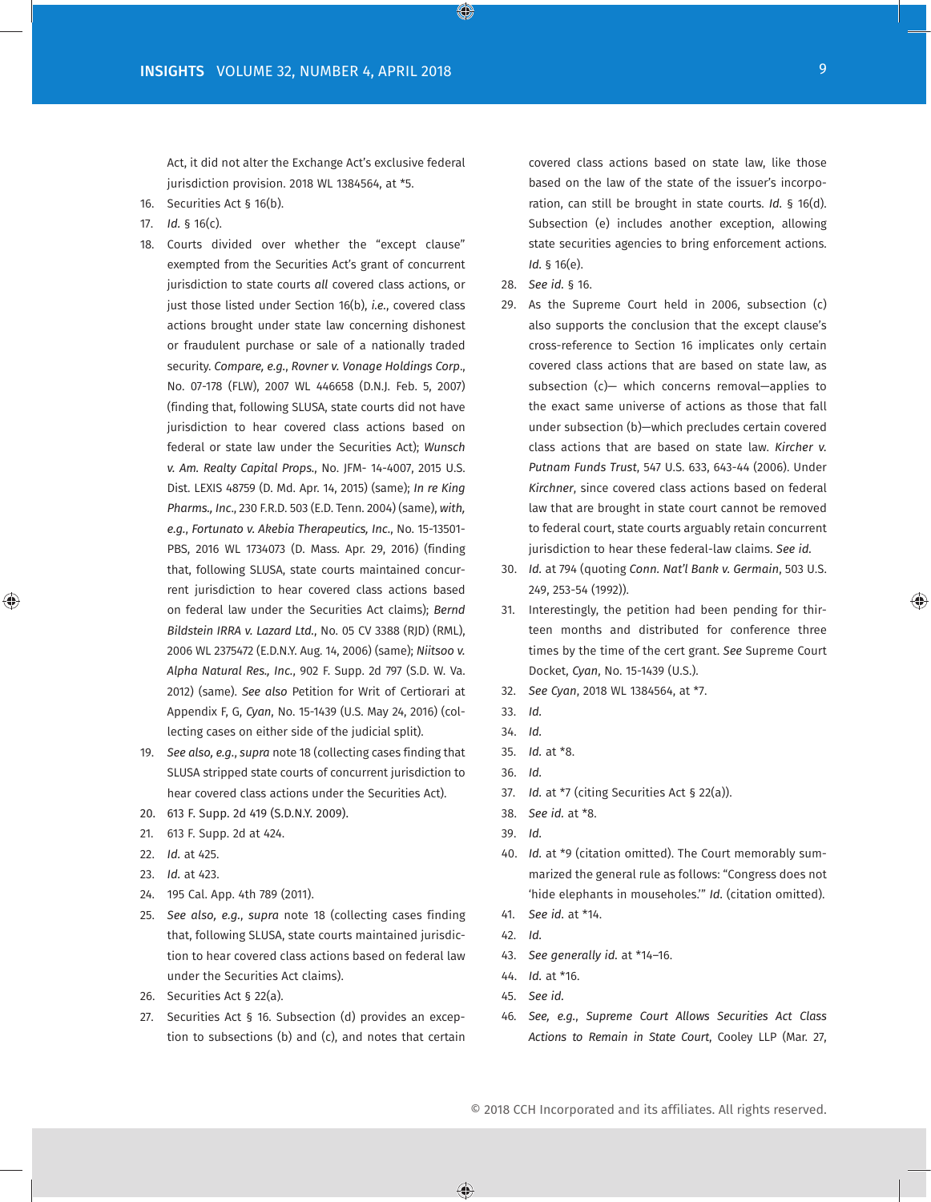Act, it did not alter the Exchange Act's exclusive federal jurisdiction provision. 2018 WL 1384564, at *5.

16. Securities Act § 16(b).
17. *Id.* § 16(c).
18. Courts divided over whether the "except clause" exempted from the Securities Act's grant of concurrent jurisdiction to state courts *all* covered class actions, or just those listed under Section 16(b), *i.e.*, covered class actions brought under state law concerning dishonest or fraudulent purchase or sale of a nationally traded security. *Compare, e.g.*, *Rovner v. Vonage Holdings Corp.*, No. 07-178 (FLW), 2007 WL 446658 (D.N.J. Feb. 5, 2007) (finding that, following SLUSA, state courts did not have jurisdiction to hear covered class actions based on federal or state law under the Securities Act); *Wunsch v. Am. Realty Capital Props.*, No. JFM- 14-4007, 2015 U.S. Dist. LEXIS 48759 (D. Md. Apr. 14, 2015) (same); *In re King Pharms., Inc.*, 230 F.R.D. 503 (E.D. Tenn. 2004) (same), *with, e.g.*, *Fortunato v. Akebia Therapeutics, Inc.*, No. 15-13501-PBS, 2016 WL 1734073 (D. Mass. Apr. 29, 2016) (finding that, following SLUSA, state courts maintained concurrent jurisdiction to hear covered class actions based on federal law under the Securities Act claims); *Bernd Bildstein IRRA v. Lazard Ltd.*, No. 05 CV 3388 (RJD) (RML), 2006 WL 2375472 (E.D.N.Y. Aug. 14, 2006) (same); *Niitsoo v. Alpha Natural Res., Inc.*, 902 F. Supp. 2d 797 (S.D. W. Va. 2012) (same). *See also* Petition for Writ of Certiorari at Appendix F, G, *Cyan*, No. 15-1439 (U.S. May 24, 2016) (collecting cases on either side of the judicial split).
19. *See also, e.g.*, *supra* note 18 (collecting cases finding that SLUSA stripped state courts of concurrent jurisdiction to hear covered class actions under the Securities Act).
20. 613 F. Supp. 2d 419 (S.D.N.Y. 2009).
21. 613 F. Supp. 2d at 424.
22. *Id.* at 425.
23. *Id.* at 423.
24. 195 Cal. App. 4th 789 (2011).
25. *See also, e.g.*, *supra* note 18 (collecting cases finding that, following SLUSA, state courts maintained jurisdiction to hear covered class actions based on federal law under the Securities Act claims).
26. Securities Act § 22(a).
27. Securities Act § 16. Subsection (d) provides an exception to subsections (b) and (c), and notes that certain covered class actions based on state law, like those based on the law of the state of the issuer's incorporation, can still be brought in state courts. *Id.* § 16(d). Subsection (e) includes another exception, allowing state securities agencies to bring enforcement actions. *Id.* § 16(e).
28. *See id.* § 16.
29. As the Supreme Court held in 2006, subsection (c) also supports the conclusion that the except clause's cross-reference to Section 16 implicates only certain covered class actions that are based on state law, as subsection (c)— which concerns removal—applies to the exact same universe of actions as those that fall under subsection (b)—which precludes certain covered class actions that are based on state law. *Kircher v. Putnam Funds Trust*, 547 U.S. 633, 643-44 (2006). Under *Kirchner*, since covered class actions based on federal law that are brought in state court cannot be removed to federal court, state courts arguably retain concurrent jurisdiction to hear these federal-law claims. *See id.*
30. *Id.* at 794 (quoting *Conn. Nat'l Bank v. Germain*, 503 U.S. 249, 253-54 (1992)).
31. Interestingly, the petition had been pending for thirteen months and distributed for conference three times by the time of the cert grant. *See* Supreme Court Docket, *Cyan*, No. 15-1439 (U.S.).
32. *See Cyan*, 2018 WL 1384564, at *7.
33. *Id.*
34. *Id.*
35. *Id.* at *8.
36. *Id.*
37. *Id.* at *7 (citing Securities Act § 22(a)).
38. *See id.* at *8.
39. *Id.*
40. *Id.* at *9 (citation omitted). The Court memorably summarized the general rule as follows: "Congress does not 'hide elephants in mouseholes.'" *Id.* (citation omitted).
41. *See id.* at *14.
42. *Id.*
43. *See generally id.* at *14–16.
44. *Id.* at *16.
45. *See id.*
46. *See, e.g.*, *Supreme Court Allows Securities Act Class Actions to Remain in State Court*, Cooley LLP (Mar. 27,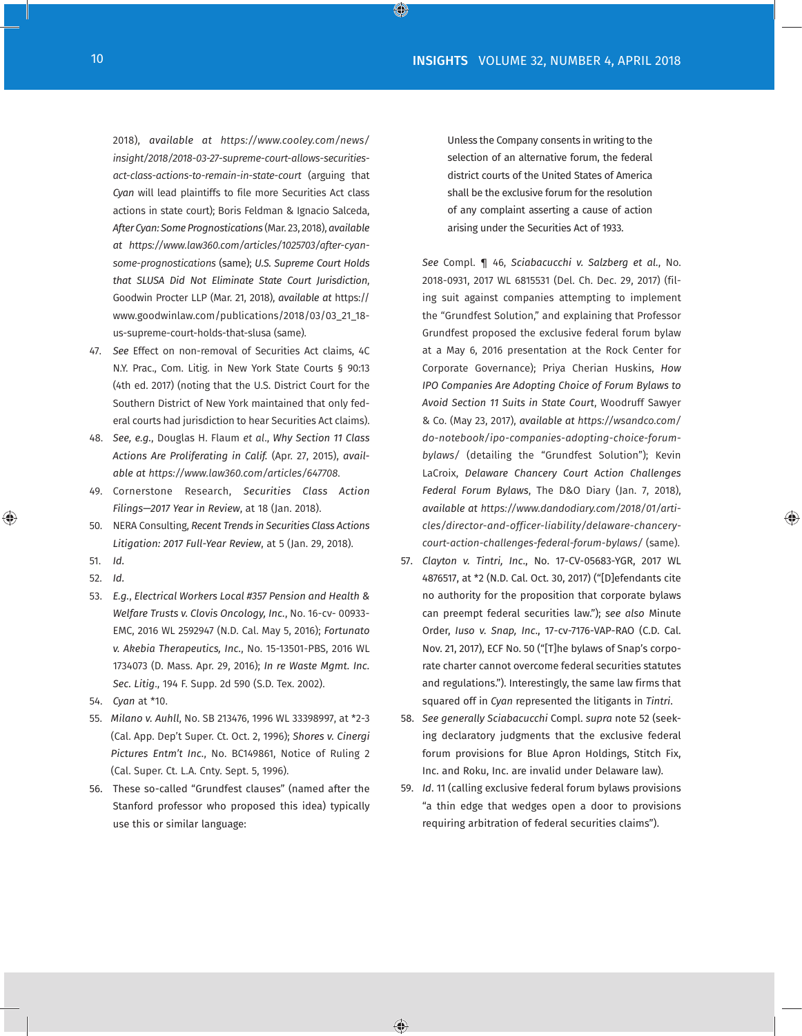2018), *available at https://www.cooley.com/news/insight/2018/2018-03-27-supreme-court-allows-securities-act-class-actions-to-remain-in-state-court* (arguing that *Cyan* will lead plaintiffs to file more Securities Act class actions in state court); Boris Feldman & Ignacio Salceda, *After Cyan: Some Prognostications* (Mar. 23, 2018), *available at https://www.law360.com/articles/1025703/after-cyan-some-prognostications* (same); *U.S. Supreme Court Holds that SLUSA Did Not Eliminate State Court Jurisdiction*, Goodwin Procter LLP (Mar. 21, 2018), *available at* https://www.goodwinlaw.com/publications/2018/03/03_21_18-us-supreme-court-holds-that-slusa (same).

47. *See* Effect on non-removal of Securities Act claims, 4C N.Y. Prac., Com. Litig. in New York State Courts § 90:13 (4th ed. 2017) (noting that the U.S. District Court for the Southern District of New York maintained that only federal courts had jurisdiction to hear Securities Act claims).
48. *See, e.g.*, Douglas H. Flaum *et al.*, *Why Section 11 Class Actions Are Proliferating in Calif.* (Apr. 27, 2015), *available at https://www.law360.com/articles/647708*.
49. Cornerstone Research, *Securities Class Action Filings—2017 Year in Review*, at 18 (Jan. 2018).
50. NERA Consulting, *Recent Trends in Securities Class Actions Litigation: 2017 Full-Year Review*, at 5 (Jan. 29, 2018).
51. *Id.*
52. *Id.*
53. *E.g.*, *Electrical Workers Local #357 Pension and Health & Welfare Trusts v. Clovis Oncology, Inc.*, No. 16-cv- 00933-EMC, 2016 WL 2592947 (N.D. Cal. May 5, 2016); *Fortunato v. Akebia Therapeutics, Inc.*, No. 15-13501-PBS, 2016 WL 1734073 (D. Mass. Apr. 29, 2016); *In re Waste Mgmt. Inc. Sec. Litig.*, 194 F. Supp. 2d 590 (S.D. Tex. 2002).
54. *Cyan* at *10.
55. *Milano v. Auhll*, No. SB 213476, 1996 WL 33398997, at *2-3 (Cal. App. Dep't Super. Ct. Oct. 2, 1996); *Shores v. Cinergi Pictures Entm't Inc.*, No. BC149861, Notice of Ruling 2 (Cal. Super. Ct. L.A. Cnty. Sept. 5, 1996).
56. These so-called "Grundfest clauses" (named after the Stanford professor who proposed this idea) typically use this or similar language:

    > Unless the Company consents in writing to the selection of an alternative forum, the federal district courts of the United States of America shall be the exclusive forum for the resolution of any complaint asserting a cause of action arising under the Securities Act of 1933.

    *See* Compl. ¶ 46, *Sciabacucchi v. Salzberg et al.*, No. 2018-0931, 2017 WL 6815531 (Del. Ch. Dec. 29, 2017) (filing suit against companies attempting to implement the "Grundfest Solution," and explaining that Professor Grundfest proposed the exclusive federal forum bylaw at a May 6, 2016 presentation at the Rock Center for Corporate Governance); Priya Cherian Huskins, *How IPO Companies Are Adopting Choice of Forum Bylaws to Avoid Section 11 Suits in State Court*, Woodruff Sawyer & Co. (May 23, 2017), *available at https://wsandco.com/do-notebook/ipo-companies-adopting-choice-forum-bylaws/* (detailing the "Grundfest Solution"); Kevin LaCroix, *Delaware Chancery Court Action Challenges Federal Forum Bylaws*, The D&O Diary (Jan. 7, 2018), *available at https://www.dandodiary.com/2018/01/articles/director-and-officer-liability/delaware-chancery-court-action-challenges-federal-forum-bylaws/* (same).
57. *Clayton v. Tintri, Inc.*, No. 17-CV-05683-YGR, 2017 WL 4876517, at *2 (N.D. Cal. Oct. 30, 2017) ("[D]efendants cite no authority for the proposition that corporate bylaws can preempt federal securities law."); *see also* Minute Order, *Iuso v. Snap, Inc.*, 17-cv-7176-VAP-RAO (C.D. Cal. Nov. 21, 2017), ECF No. 50 ("[T]he bylaws of Snap's corporate charter cannot overcome federal securities statutes and regulations."). Interestingly, the same law firms that squared off in *Cyan* represented the litigants in *Tintri*.
58. *See generally Sciabacucchi* Compl. *supra* note 52 (seeking declaratory judgments that the exclusive federal forum provisions for Blue Apron Holdings, Stitch Fix, Inc. and Roku, Inc. are invalid under Delaware law).
59. *Id*. 11 (calling exclusive federal forum bylaws provisions "a thin edge that wedges open a door to provisions requiring arbitration of federal securities claims").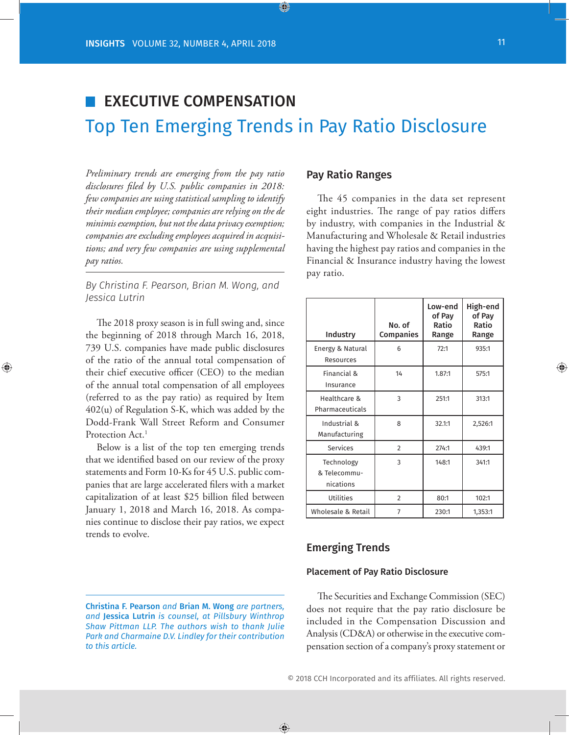# EXECUTIVE COMPENSATION

## Top Ten Emerging Trends in Pay Ratio Disclosure

*Preliminary trends are emerging from the pay ratio disclosures filed by U.S. public companies in 2018: few companies are using statistical sampling to identify their median employee; companies are relying on the de minimis exemption, but not the data privacy exemption; companies are excluding employees acquired in acquisitions; and very few companies are using supplemental pay ratios.*

By Christina F. Pearson, Brian M. Wong, and Jessica Lutrin

The 2018 proxy season is in full swing and, since the beginning of 2018 through March 16, 2018, 739 U.S. companies have made public disclosures of the ratio of the annual total compensation of their chief executive officer (CEO) to the median of the annual total compensation of all employees (referred to as the pay ratio) as required by Item 402(u) of Regulation S-K, which was added by the Dodd-Frank Wall Street Reform and Consumer Protection Act.[1]

Below is a list of the top ten emerging trends that we identified based on our review of the proxy statements and Form 10-Ks for 45 U.S. public companies that are large accelerated filers with a market capitalization of at least $25 billion filed between January 1, 2018 and March 16, 2018. As companies continue to disclose their pay ratios, we expect trends to evolve.

**Christina F. Pearson** *and* **Brian M. Wong** *are partners, and* **Jessica Lutrin** *is counsel, at Pillsbury Winthrop Shaw Pittman LLP. The authors wish to thank Julie Park and Charmaine D.V. Lindley for their contribution to this article.*

### Pay Ratio Ranges

The 45 companies in the data set represent eight industries. The range of pay ratios differs by industry, with companies in the Industrial & Manufacturing and Wholesale & Retail industries having the highest pay ratios and companies in the Financial & Insurance industry having the lowest pay ratio.

| Industry | No. of Companies | Low-end of Pay Ratio Range | High-end of Pay Ratio Range |
|---|---|---|---|
| Energy & Natural Resources | 6 | 72:1 | 935:1 |
| Financial & Insurance | 14 | 1.87:1 | 575:1 |
| Healthcare & Pharmaceuticals | 3 | 251:1 | 313:1 |
| Industrial & Manufacturing | 8 | 32.1:1 | 2,526:1 |
| Services | 2 | 274:1 | 439:1 |
| Technology & Telecommunications | 3 | 148:1 | 341:1 |
| Utilities | 2 | 80:1 | 102:1 |
| Wholesale & Retail | 7 | 230:1 | 1,353:1 |

### Emerging Trends

#### Placement of Pay Ratio Disclosure

The Securities and Exchange Commission (SEC) does not require that the pay ratio disclosure be included in the Compensation Discussion and Analysis (CD&A) or otherwise in the executive compensation section of a company's proxy statement or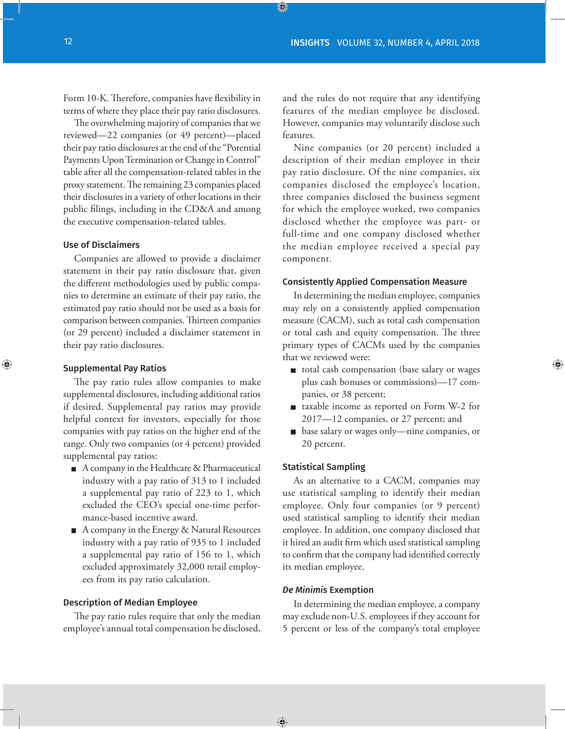Form 10-K. Therefore, companies have flexibility in terms of where they place their pay ratio disclosures.

The overwhelming majority of companies that we reviewed—22 companies (or 49 percent)—placed their pay ratio disclosures at the end of the "Potential Payments Upon Termination or Change in Control" table after all the compensation-related tables in the proxy statement. The remaining 23 companies placed their disclosures in a variety of other locations in their public filings, including in the CD&A and among the executive compensation-related tables.

### Use of Disclaimers

Companies are allowed to provide a disclaimer statement in their pay ratio disclosure that, given the different methodologies used by public companies to determine an estimate of their pay ratio, the estimated pay ratio should not be used as a basis for comparison between companies. Thirteen companies (or 29 percent) included a disclaimer statement in their pay ratio disclosures.

### Supplemental Pay Ratios

The pay ratio rules allow companies to make supplemental disclosures, including additional ratios if desired. Supplemental pay ratios may provide helpful context for investors, especially for those companies with pay ratios on the higher end of the range. Only two companies (or 4 percent) provided supplemental pay ratios:

- A company in the Healthcare & Pharmaceutical industry with a pay ratio of 313 to 1 included a supplemental pay ratio of 223 to 1, which excluded the CEO's special one-time performance-based incentive award.
- A company in the Energy & Natural Resources industry with a pay ratio of 935 to 1 included a supplemental pay ratio of 156 to 1, which excluded approximately 32,000 retail employees from its pay ratio calculation.

### Description of Median Employee

The pay ratio rules require that only the median employee's annual total compensation be disclosed, and the rules do not require that any identifying features of the median employee be disclosed. However, companies may voluntarily disclose such features.

Nine companies (or 20 percent) included a description of their median employee in their pay ratio disclosure. Of the nine companies, six companies disclosed the employee's location, three companies disclosed the business segment for which the employee worked, two companies disclosed whether the employee was part- or full-time and one company disclosed whether the median employee received a special pay component.

### Consistently Applied Compensation Measure

In determining the median employee, companies may rely on a consistently applied compensation measure (CACM), such as total cash compensation or total cash and equity compensation. The three primary types of CACMs used by the companies that we reviewed were:

- total cash compensation (base salary or wages plus cash bonuses or commissions)—17 companies, or 38 percent;
- taxable income as reported on Form W-2 for 2017—12 companies, or 27 percent; and
- base salary or wages only—nine companies, or 20 percent.

### Statistical Sampling

As an alternative to a CACM, companies may use statistical sampling to identify their median employee. Only four companies (or 9 percent) used statistical sampling to identify their median employee. In addition, one company disclosed that it hired an audit firm which used statistical sampling to confirm that the company had identified correctly its median employee.

### *De Minimis* Exemption

In determining the median employee, a company may exclude non-U.S. employees if they account for 5 percent or less of the company's total employee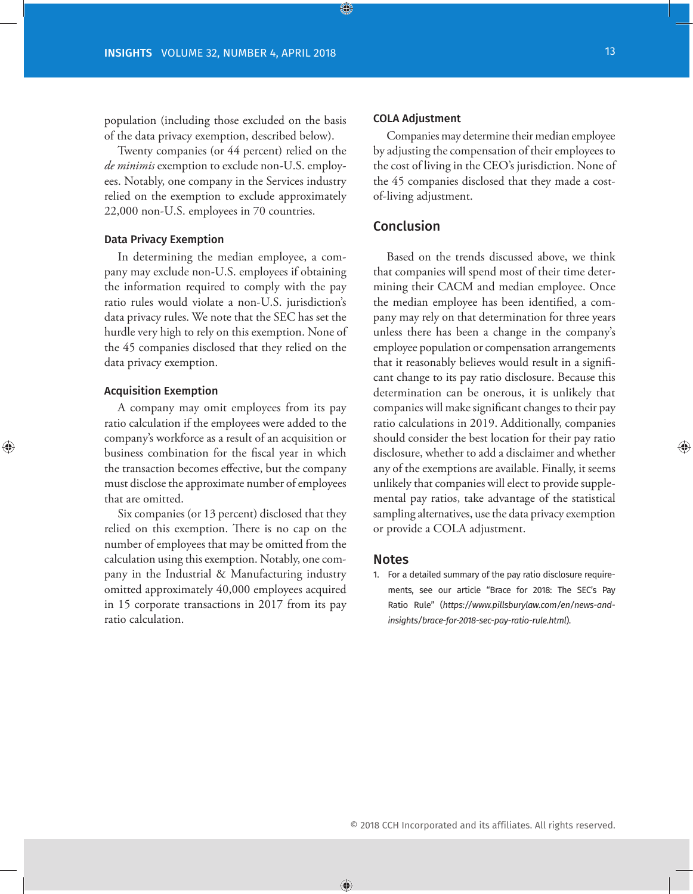population (including those excluded on the basis of the data privacy exemption, described below).

Twenty companies (or 44 percent) relied on the *de minimis* exemption to exclude non-U.S. employees. Notably, one company in the Services industry relied on the exemption to exclude approximately 22,000 non-U.S. employees in 70 countries.

### Data Privacy Exemption

In determining the median employee, a company may exclude non-U.S. employees if obtaining the information required to comply with the pay ratio rules would violate a non-U.S. jurisdiction's data privacy rules. We note that the SEC has set the hurdle very high to rely on this exemption. None of the 45 companies disclosed that they relied on the data privacy exemption.

### Acquisition Exemption

A company may omit employees from its pay ratio calculation if the employees were added to the company's workforce as a result of an acquisition or business combination for the fiscal year in which the transaction becomes effective, but the company must disclose the approximate number of employees that are omitted.

Six companies (or 13 percent) disclosed that they relied on this exemption. There is no cap on the number of employees that may be omitted from the calculation using this exemption. Notably, one company in the Industrial & Manufacturing industry omitted approximately 40,000 employees acquired in 15 corporate transactions in 2017 from its pay ratio calculation.

### COLA Adjustment

Companies may determine their median employee by adjusting the compensation of their employees to the cost of living in the CEO's jurisdiction. None of the 45 companies disclosed that they made a cost-of-living adjustment.

## Conclusion

Based on the trends discussed above, we think that companies will spend most of their time determining their CACM and median employee. Once the median employee has been identified, a company may rely on that determination for three years unless there has been a change in the company's employee population or compensation arrangements that it reasonably believes would result in a significant change to its pay ratio disclosure. Because this determination can be onerous, it is unlikely that companies will make significant changes to their pay ratio calculations in 2019. Additionally, companies should consider the best location for their pay ratio disclosure, whether to add a disclaimer and whether any of the exemptions are available. Finally, it seems unlikely that companies will elect to provide supplemental pay ratios, take advantage of the statistical sampling alternatives, use the data privacy exemption or provide a COLA adjustment.

## Notes

1. For a detailed summary of the pay ratio disclosure requirements, see our article "Brace for 2018: The SEC's Pay Ratio Rule" (*https://www.pillsburylaw.com/en/news-and-insights/brace-for-2018-sec-pay-ratio-rule.html*).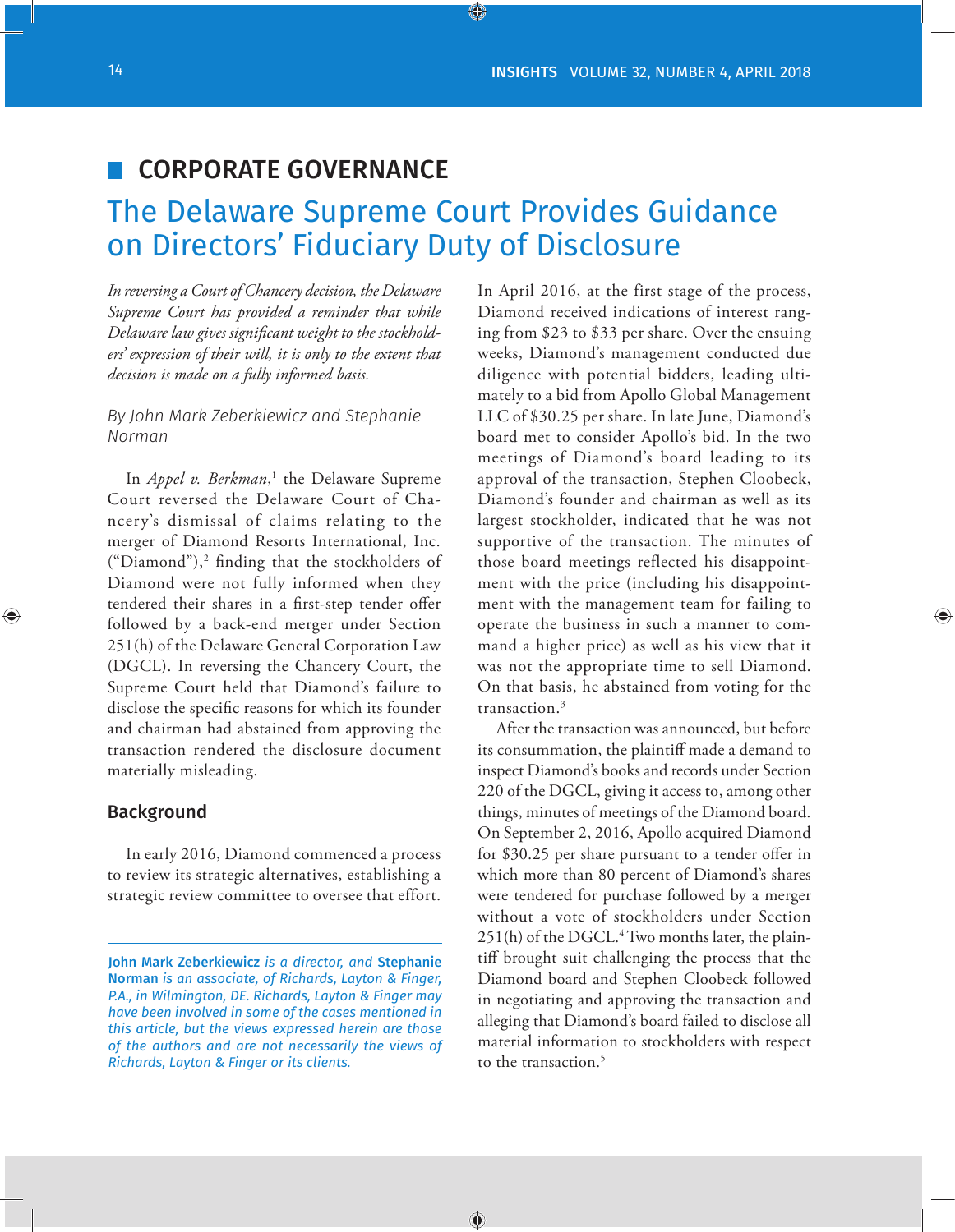# CORPORATE GOVERNANCE

## The Delaware Supreme Court Provides Guidance on Directors' Fiduciary Duty of Disclosure

*In reversing a Court of Chancery decision, the Delaware Supreme Court has provided a reminder that while Delaware law gives significant weight to the stockholders' expression of their will, it is only to the extent that decision is made on a fully informed basis.*

*By John Mark Zeberkiewicz and Stephanie Norman*

In *Appel v. Berkman*,[1] the Delaware Supreme Court reversed the Delaware Court of Chancery's dismissal of claims relating to the merger of Diamond Resorts International, Inc. ("Diamond"),[2] finding that the stockholders of Diamond were not fully informed when they tendered their shares in a first-step tender offer followed by a back-end merger under Section 251(h) of the Delaware General Corporation Law (DGCL). In reversing the Chancery Court, the Supreme Court held that Diamond's failure to disclose the specific reasons for which its founder and chairman had abstained from approving the transaction rendered the disclosure document materially misleading.

### Background

In early 2016, Diamond commenced a process to review its strategic alternatives, establishing a strategic review committee to oversee that effort.

**John Mark Zeberkiewicz** *is a director, and* **Stephanie Norman** *is an associate, of Richards, Layton & Finger, P.A., in Wilmington, DE. Richards, Layton & Finger may have been involved in some of the cases mentioned in this article, but the views expressed herein are those of the authors and are not necessarily the views of Richards, Layton & Finger or its clients.*

In April 2016, at the first stage of the process, Diamond received indications of interest ranging from $23 to $33 per share. Over the ensuing weeks, Diamond's management conducted due diligence with potential bidders, leading ultimately to a bid from Apollo Global Management LLC of $30.25 per share. In late June, Diamond's board met to consider Apollo's bid. In the two meetings of Diamond's board leading to its approval of the transaction, Stephen Cloobeck, Diamond's founder and chairman as well as its largest stockholder, indicated that he was not supportive of the transaction. The minutes of those board meetings reflected his disappointment with the price (including his disappointment with the management team for failing to operate the business in such a manner to command a higher price) as well as his view that it was not the appropriate time to sell Diamond. On that basis, he abstained from voting for the transaction.[3]

After the transaction was announced, but before its consummation, the plaintiff made a demand to inspect Diamond's books and records under Section 220 of the DGCL, giving it access to, among other things, minutes of meetings of the Diamond board. On September 2, 2016, Apollo acquired Diamond for $30.25 per share pursuant to a tender offer in which more than 80 percent of Diamond's shares were tendered for purchase followed by a merger without a vote of stockholders under Section 251(h) of the DGCL.[4] Two months later, the plaintiff brought suit challenging the process that the Diamond board and Stephen Cloobeck followed in negotiating and approving the transaction and alleging that Diamond's board failed to disclose all material information to stockholders with respect to the transaction.[5]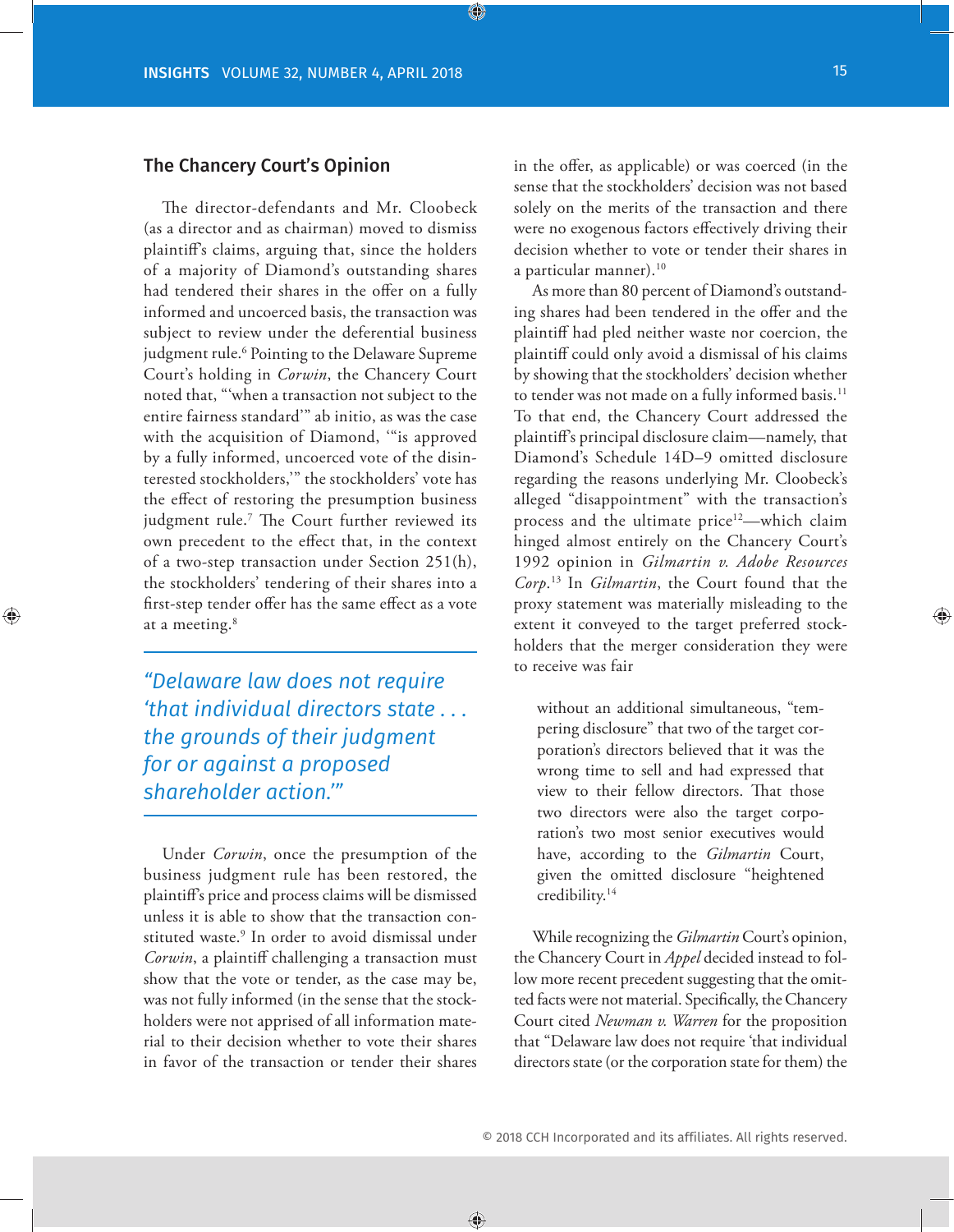## The Chancery Court's Opinion

The director-defendants and Mr. Cloobeck (as a director and as chairman) moved to dismiss plaintiff's claims, arguing that, since the holders of a majority of Diamond's outstanding shares had tendered their shares in the offer on a fully informed and uncoerced basis, the transaction was subject to review under the deferential business judgment rule.[6] Pointing to the Delaware Supreme Court's holding in *Corwin*, the Chancery Court noted that, "'when a transaction not subject to the entire fairness standard'" ab initio, as was the case with the acquisition of Diamond, '"is approved by a fully informed, uncoerced vote of the disinterested stockholders,'" the stockholders' vote has the effect of restoring the presumption business judgment rule.[7] The Court further reviewed its own precedent to the effect that, in the context of a two-step transaction under Section 251(h), the stockholders' tendering of their shares into a first-step tender offer has the same effect as a vote at a meeting.[8]

> *"Delaware law does not require 'that individual directors state . . . the grounds of their judgment for or against a proposed shareholder action.'"*

Under *Corwin*, once the presumption of the business judgment rule has been restored, the plaintiff's price and process claims will be dismissed unless it is able to show that the transaction constituted waste.[9] In order to avoid dismissal under *Corwin*, a plaintiff challenging a transaction must show that the vote or tender, as the case may be, was not fully informed (in the sense that the stockholders were not apprised of all information material to their decision whether to vote their shares in favor of the transaction or tender their shares in the offer, as applicable) or was coerced (in the sense that the stockholders' decision was not based solely on the merits of the transaction and there were no exogenous factors effectively driving their decision whether to vote or tender their shares in a particular manner).[10]

As more than 80 percent of Diamond's outstanding shares had been tendered in the offer and the plaintiff had pled neither waste nor coercion, the plaintiff could only avoid a dismissal of his claims by showing that the stockholders' decision whether to tender was not made on a fully informed basis.[11] To that end, the Chancery Court addressed the plaintiff's principal disclosure claim—namely, that Diamond's Schedule 14D–9 omitted disclosure regarding the reasons underlying Mr. Cloobeck's alleged "disappointment" with the transaction's process and the ultimate price[12]—which claim hinged almost entirely on the Chancery Court's 1992 opinion in *Gilmartin v. Adobe Resources Corp.*[13] In *Gilmartin*, the Court found that the proxy statement was materially misleading to the extent it conveyed to the target preferred stockholders that the merger consideration they were to receive was fair

> without an additional simultaneous, "tempering disclosure" that two of the target corporation's directors believed that it was the wrong time to sell and had expressed that view to their fellow directors. That those two directors were also the target corporation's two most senior executives would have, according to the *Gilmartin* Court, given the omitted disclosure "heightened credibility.[14]

While recognizing the *Gilmartin* Court's opinion, the Chancery Court in *Appel* decided instead to follow more recent precedent suggesting that the omitted facts were not material. Specifically, the Chancery Court cited *Newman v. Warren* for the proposition that "Delaware law does not require 'that individual directors state (or the corporation state for them) the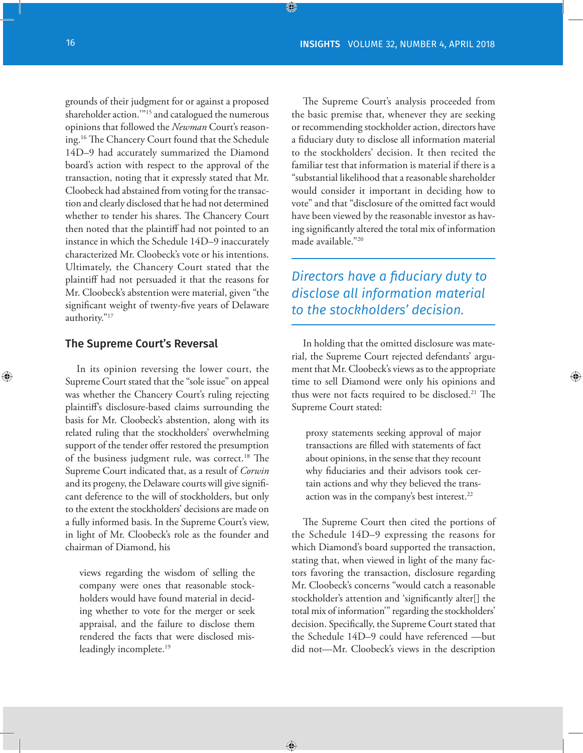grounds of their judgment for or against a proposed shareholder action.'"[15] and catalogued the numerous opinions that followed the *Newman* Court's reasoning.[16] The Chancery Court found that the Schedule 14D–9 had accurately summarized the Diamond board's action with respect to the approval of the transaction, noting that it expressly stated that Mr. Cloobeck had abstained from voting for the transaction and clearly disclosed that he had not determined whether to tender his shares. The Chancery Court then noted that the plaintiff had not pointed to an instance in which the Schedule 14D–9 inaccurately characterized Mr. Cloobeck's vote or his intentions. Ultimately, the Chancery Court stated that the plaintiff had not persuaded it that the reasons for Mr. Cloobeck's abstention were material, given "the significant weight of twenty-five years of Delaware authority."[17]

## The Supreme Court's Reversal

In its opinion reversing the lower court, the Supreme Court stated that the "sole issue" on appeal was whether the Chancery Court's ruling rejecting plaintiff's disclosure-based claims surrounding the basis for Mr. Cloobeck's abstention, along with its related ruling that the stockholders' overwhelming support of the tender offer restored the presumption of the business judgment rule, was correct.[18] The Supreme Court indicated that, as a result of *Corwin* and its progeny, the Delaware courts will give significant deference to the will of stockholders, but only to the extent the stockholders' decisions are made on a fully informed basis. In the Supreme Court's view, in light of Mr. Cloobeck's role as the founder and chairman of Diamond, his

> views regarding the wisdom of selling the company were ones that reasonable stockholders would have found material in deciding whether to vote for the merger or seek appraisal, and the failure to disclose them rendered the facts that were disclosed misleadingly incomplete.[19]

The Supreme Court's analysis proceeded from the basic premise that, whenever they are seeking or recommending stockholder action, directors have a fiduciary duty to disclose all information material to the stockholders' decision. It then recited the familiar test that information is material if there is a "substantial likelihood that a reasonable shareholder would consider it important in deciding how to vote" and that "disclosure of the omitted fact would have been viewed by the reasonable investor as having significantly altered the total mix of information made available."[20]

*Directors have a fiduciary duty to disclose all information material to the stockholders' decision.*

In holding that the omitted disclosure was material, the Supreme Court rejected defendants' argument that Mr. Cloobeck's views as to the appropriate time to sell Diamond were only his opinions and thus were not facts required to be disclosed.[21] The Supreme Court stated:

> proxy statements seeking approval of major transactions are filled with statements of fact about opinions, in the sense that they recount why fiduciaries and their advisors took certain actions and why they believed the transaction was in the company's best interest.[22]

The Supreme Court then cited the portions of the Schedule 14D–9 expressing the reasons for which Diamond's board supported the transaction, stating that, when viewed in light of the many factors favoring the transaction, disclosure regarding Mr. Cloobeck's concerns "would catch a reasonable stockholder's attention and 'significantly alter[] the total mix of information'" regarding the stockholders' decision. Specifically, the Supreme Court stated that the Schedule 14D–9 could have referenced —but did not—Mr. Cloobeck's views in the description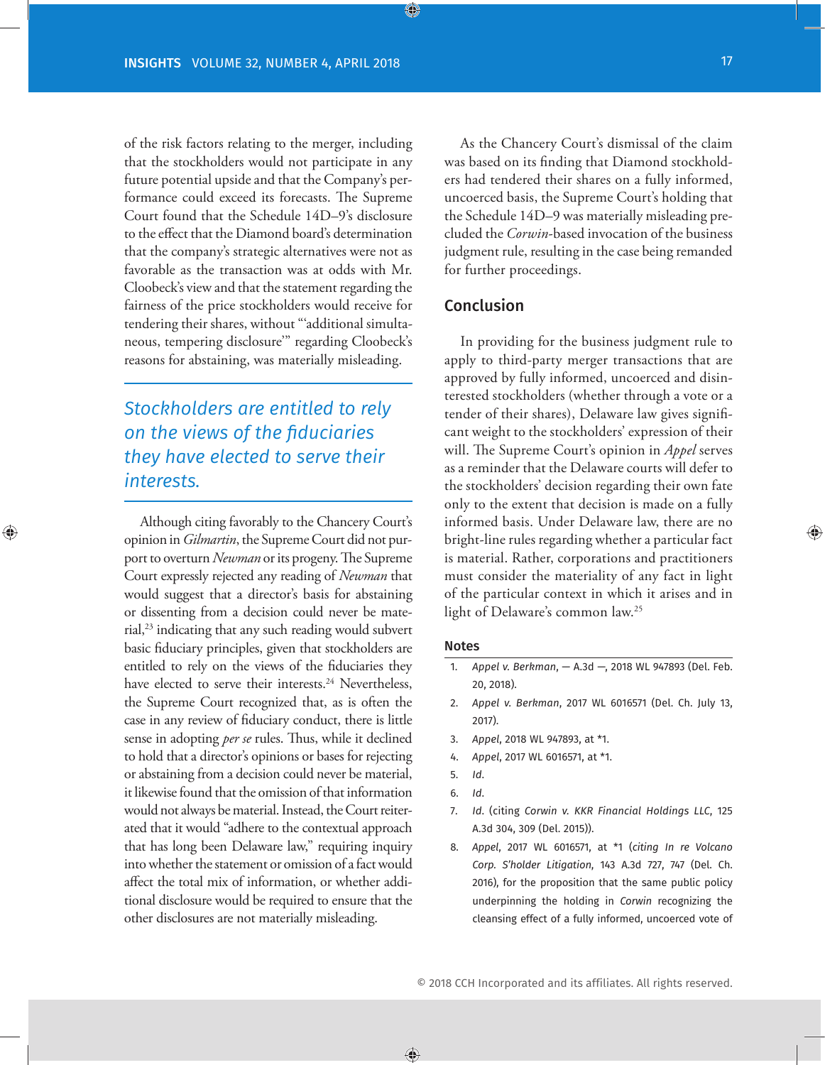of the risk factors relating to the merger, including that the stockholders would not participate in any future potential upside and that the Company's performance could exceed its forecasts. The Supreme Court found that the Schedule 14D–9's disclosure to the effect that the Diamond board's determination that the company's strategic alternatives were not as favorable as the transaction was at odds with Mr. Cloobeck's view and that the statement regarding the fairness of the price stockholders would receive for tendering their shares, without "'additional simultaneous, tempering disclosure'" regarding Cloobeck's reasons for abstaining, was materially misleading.

> *Stockholders are entitled to rely on the views of the fiduciaries they have elected to serve their interests.*

Although citing favorably to the Chancery Court's opinion in *Gilmartin*, the Supreme Court did not purport to overturn *Newman* or its progeny. The Supreme Court expressly rejected any reading of *Newman* that would suggest that a director's basis for abstaining or dissenting from a decision could never be material,[23] indicating that any such reading would subvert basic fiduciary principles, given that stockholders are entitled to rely on the views of the fiduciaries they have elected to serve their interests.[24] Nevertheless, the Supreme Court recognized that, as is often the case in any review of fiduciary conduct, there is little sense in adopting *per se* rules. Thus, while it declined to hold that a director's opinions or bases for rejecting or abstaining from a decision could never be material, it likewise found that the omission of that information would not always be material. Instead, the Court reiterated that it would "adhere to the contextual approach that has long been Delaware law," requiring inquiry into whether the statement or omission of a fact would affect the total mix of information, or whether additional disclosure would be required to ensure that the other disclosures are not materially misleading.

As the Chancery Court's dismissal of the claim was based on its finding that Diamond stockholders had tendered their shares on a fully informed, uncoerced basis, the Supreme Court's holding that the Schedule 14D–9 was materially misleading precluded the *Corwin*-based invocation of the business judgment rule, resulting in the case being remanded for further proceedings.

## Conclusion

In providing for the business judgment rule to apply to third-party merger transactions that are approved by fully informed, uncoerced and disinterested stockholders (whether through a vote or a tender of their shares), Delaware law gives significant weight to the stockholders' expression of their will. The Supreme Court's opinion in *Appel* serves as a reminder that the Delaware courts will defer to the stockholders' decision regarding their own fate only to the extent that decision is made on a fully informed basis. Under Delaware law, there are no bright-line rules regarding whether a particular fact is material. Rather, corporations and practitioners must consider the materiality of any fact in light of the particular context in which it arises and in light of Delaware's common law.[25]

### Notes

1. *Appel v. Berkman*, — A.3d —, 2018 WL 947893 (Del. Feb. 20, 2018).
2. *Appel v. Berkman*, 2017 WL 6016571 (Del. Ch. July 13, 2017).
3. *Appel*, 2018 WL 947893, at *1.
4. *Appel*, 2017 WL 6016571, at *1.
5. *Id.*
6. *Id.*
7. *Id.* (citing *Corwin v. KKR Financial Holdings LLC*, 125 A.3d 304, 309 (Del. 2015)).
8. *Appel*, 2017 WL 6016571, at *1 (*citing In re Volcano Corp. S'holder Litigation*, 143 A.3d 727, 747 (Del. Ch. 2016), for the proposition that the same public policy underpinning the holding in *Corwin* recognizing the cleansing effect of a fully informed, uncoerced vote of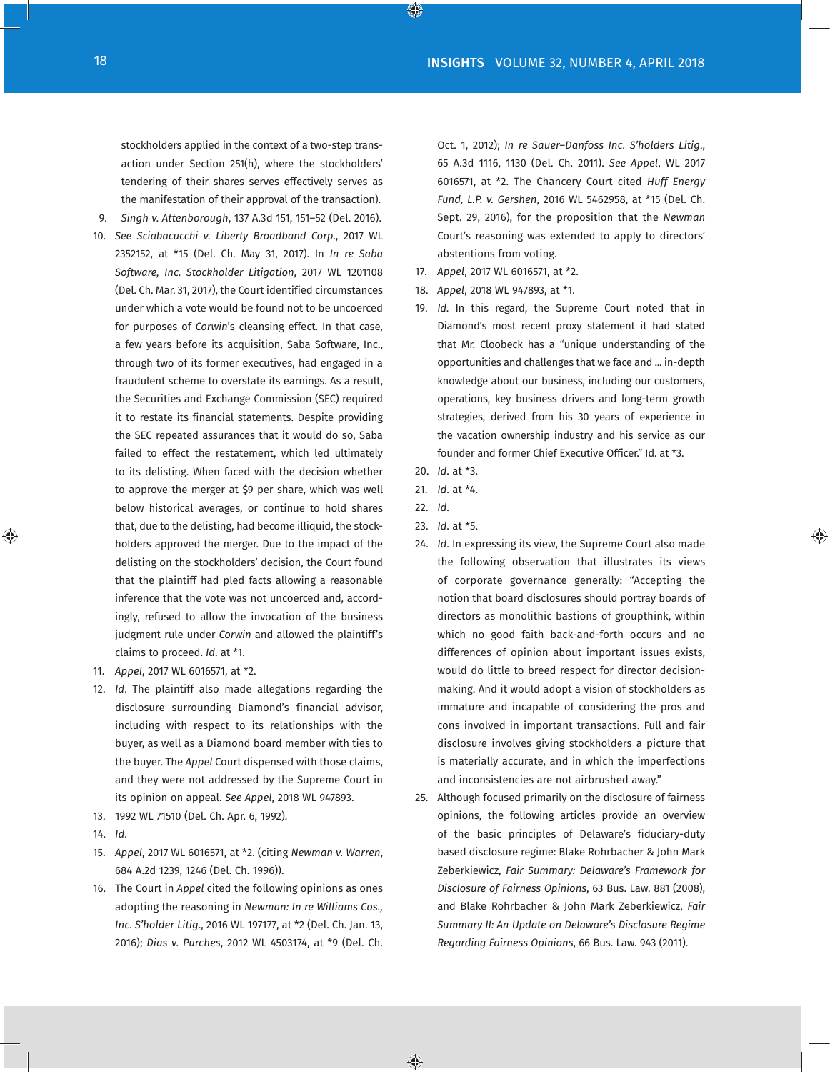stockholders applied in the context of a two-step transaction under Section 251(h), where the stockholders' tendering of their shares serves effectively serves as the manifestation of their approval of the transaction).

9. *Singh v. Attenborough*, 137 A.3d 151, 151–52 (Del. 2016).

10. *See Sciabacucchi v. Liberty Broadband Corp.*, 2017 WL 2352152, at *15 (Del. Ch. May 31, 2017). In *In re Saba Software, Inc. Stockholder Litigation*, 2017 WL 1201108 (Del. Ch. Mar. 31, 2017), the Court identified circumstances under which a vote would be found not to be uncoerced for purposes of *Corwin*'s cleansing effect. In that case, a few years before its acquisition, Saba Software, Inc., through two of its former executives, had engaged in a fraudulent scheme to overstate its earnings. As a result, the Securities and Exchange Commission (SEC) required it to restate its financial statements. Despite providing the SEC repeated assurances that it would do so, Saba failed to effect the restatement, which led ultimately to its delisting. When faced with the decision whether to approve the merger at $9 per share, which was well below historical averages, or continue to hold shares that, due to the delisting, had become illiquid, the stockholders approved the merger. Due to the impact of the delisting on the stockholders' decision, the Court found that the plaintiff had pled facts allowing a reasonable inference that the vote was not uncoerced and, accordingly, refused to allow the invocation of the business judgment rule under *Corwin* and allowed the plaintiff's claims to proceed. *Id*. at *1.

11. *Appel*, 2017 WL 6016571, at *2.

12. *Id*. The plaintiff also made allegations regarding the disclosure surrounding Diamond's financial advisor, including with respect to its relationships with the buyer, as well as a Diamond board member with ties to the buyer. The *Appel* Court dispensed with those claims, and they were not addressed by the Supreme Court in its opinion on appeal. *See Appel*, 2018 WL 947893.

13. 1992 WL 71510 (Del. Ch. Apr. 6, 1992).

14. *Id*.

15. *Appel*, 2017 WL 6016571, at *2. (citing *Newman v. Warren*, 684 A.2d 1239, 1246 (Del. Ch. 1996)).

16. The Court in *Appel* cited the following opinions as ones adopting the reasoning in *Newman*: *In re Williams Cos., Inc. S'holder Litig*., 2016 WL 197177, at *2 (Del. Ch. Jan. 13, 2016); *Dias v. Purches*, 2012 WL 4503174, at *9 (Del. Ch. Oct. 1, 2012); *In re Sauer–Danfoss Inc. S'holders Litig*., 65 A.3d 1116, 1130 (Del. Ch. 2011). *See Appel*, WL 2017 6016571, at *2. The Chancery Court cited *Huff Energy Fund, L.P. v. Gershen*, 2016 WL 5462958, at *15 (Del. Ch. Sept. 29, 2016), for the proposition that the *Newman* Court's reasoning was extended to apply to directors' abstentions from voting.

17. *Appel*, 2017 WL 6016571, at *2.

18. *Appel*, 2018 WL 947893, at *1.

19. *Id*. In this regard, the Supreme Court noted that in Diamond's most recent proxy statement it had stated that Mr. Cloobeck has a "unique understanding of the opportunities and challenges that we face and … in-depth knowledge about our business, including our customers, operations, key business drivers and long-term growth strategies, derived from his 30 years of experience in the vacation ownership industry and his service as our founder and former Chief Executive Officer." Id. at *3.

20. *Id*. at *3.

21. *Id*. at *4.

22. *Id*.

23. *Id*. at *5.

24. *Id*. In expressing its view, the Supreme Court also made the following observation that illustrates its views of corporate governance generally: "Accepting the notion that board disclosures should portray boards of directors as monolithic bastions of groupthink, within which no good faith back-and-forth occurs and no differences of opinion about important issues exists, would do little to breed respect for director decision-making. And it would adopt a vision of stockholders as immature and incapable of considering the pros and cons involved in important transactions. Full and fair disclosure involves giving stockholders a picture that is materially accurate, and in which the imperfections and inconsistencies are not airbrushed away."

25. Although focused primarily on the disclosure of fairness opinions, the following articles provide an overview of the basic principles of Delaware's fiduciary-duty based disclosure regime: Blake Rohrbacher & John Mark Zeberkiewicz, *Fair Summary: Delaware's Framework for Disclosure of Fairness Opinions*, 63 Bus. Law. 881 (2008), and Blake Rohrbacher & John Mark Zeberkiewicz, *Fair Summary II: An Update on Delaware's Disclosure Regime Regarding Fairness Opinions*, 66 Bus. Law. 943 (2011).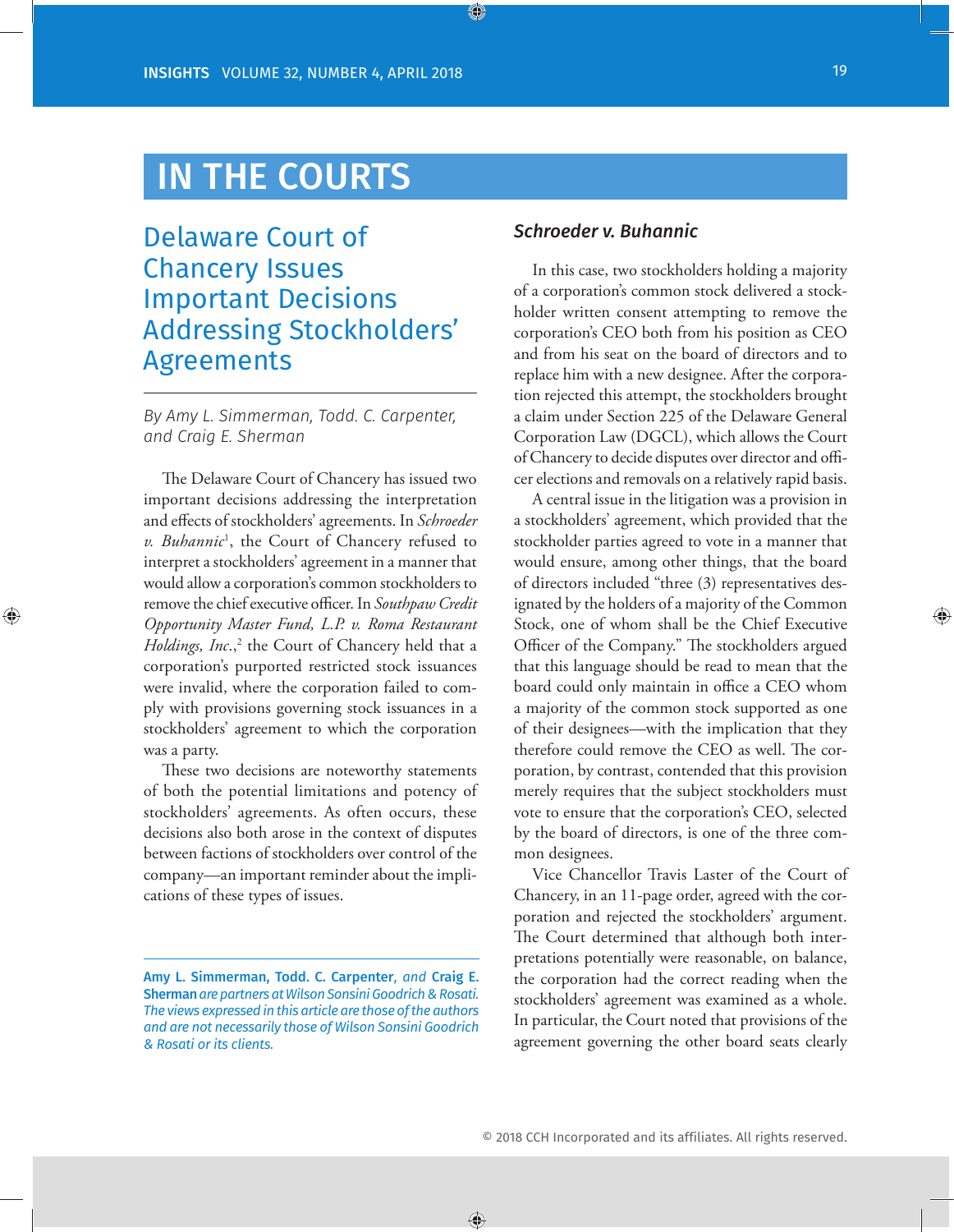# IN THE COURTS

## Delaware Court of Chancery Issues Important Decisions Addressing Stockholders' Agreements

*By Amy L. Simmerman, Todd. C. Carpenter, and Craig E. Sherman*

The Delaware Court of Chancery has issued two important decisions addressing the interpretation and effects of stockholders' agreements. In *Schroeder v. Buhannic*[1], the Court of Chancery refused to interpret a stockholders' agreement in a manner that would allow a corporation's common stockholders to remove the chief executive officer. In *Southpaw Credit Opportunity Master Fund, L.P. v. Roma Restaurant Holdings, Inc.*,[2] the Court of Chancery held that a corporation's purported restricted stock issuances were invalid, where the corporation failed to comply with provisions governing stock issuances in a stockholders' agreement to which the corporation was a party.

These two decisions are noteworthy statements of both the potential limitations and potency of stockholders' agreements. As often occurs, these decisions also both arose in the context of disputes between factions of stockholders over control of the company—an important reminder about the implications of these types of issues.

**Amy L. Simmerman, Todd. C. Carpenter,** *and* **Craig E. Sherman** *are partners at Wilson Sonsini Goodrich & Rosati. The views expressed in this article are those of the authors and are not necessarily those of Wilson Sonsini Goodrich & Rosati or its clients.*

### *Schroeder v. Buhannic*

In this case, two stockholders holding a majority of a corporation's common stock delivered a stockholder written consent attempting to remove the corporation's CEO both from his position as CEO and from his seat on the board of directors and to replace him with a new designee. After the corporation rejected this attempt, the stockholders brought a claim under Section 225 of the Delaware General Corporation Law (DGCL), which allows the Court of Chancery to decide disputes over director and officer elections and removals on a relatively rapid basis.

A central issue in the litigation was a provision in a stockholders' agreement, which provided that the stockholder parties agreed to vote in a manner that would ensure, among other things, that the board of directors included "three (3) representatives designated by the holders of a majority of the Common Stock, one of whom shall be the Chief Executive Officer of the Company." The stockholders argued that this language should be read to mean that the board could only maintain in office a CEO whom a majority of the common stock supported as one of their designees—with the implication that they therefore could remove the CEO as well. The corporation, by contrast, contended that this provision merely requires that the subject stockholders must vote to ensure that the corporation's CEO, selected by the board of directors, is one of the three common designees.

Vice Chancellor Travis Laster of the Court of Chancery, in an 11-page order, agreed with the corporation and rejected the stockholders' argument. The Court determined that although both interpretations potentially were reasonable, on balance, the corporation had the correct reading when the stockholders' agreement was examined as a whole. In particular, the Court noted that provisions of the agreement governing the other board seats clearly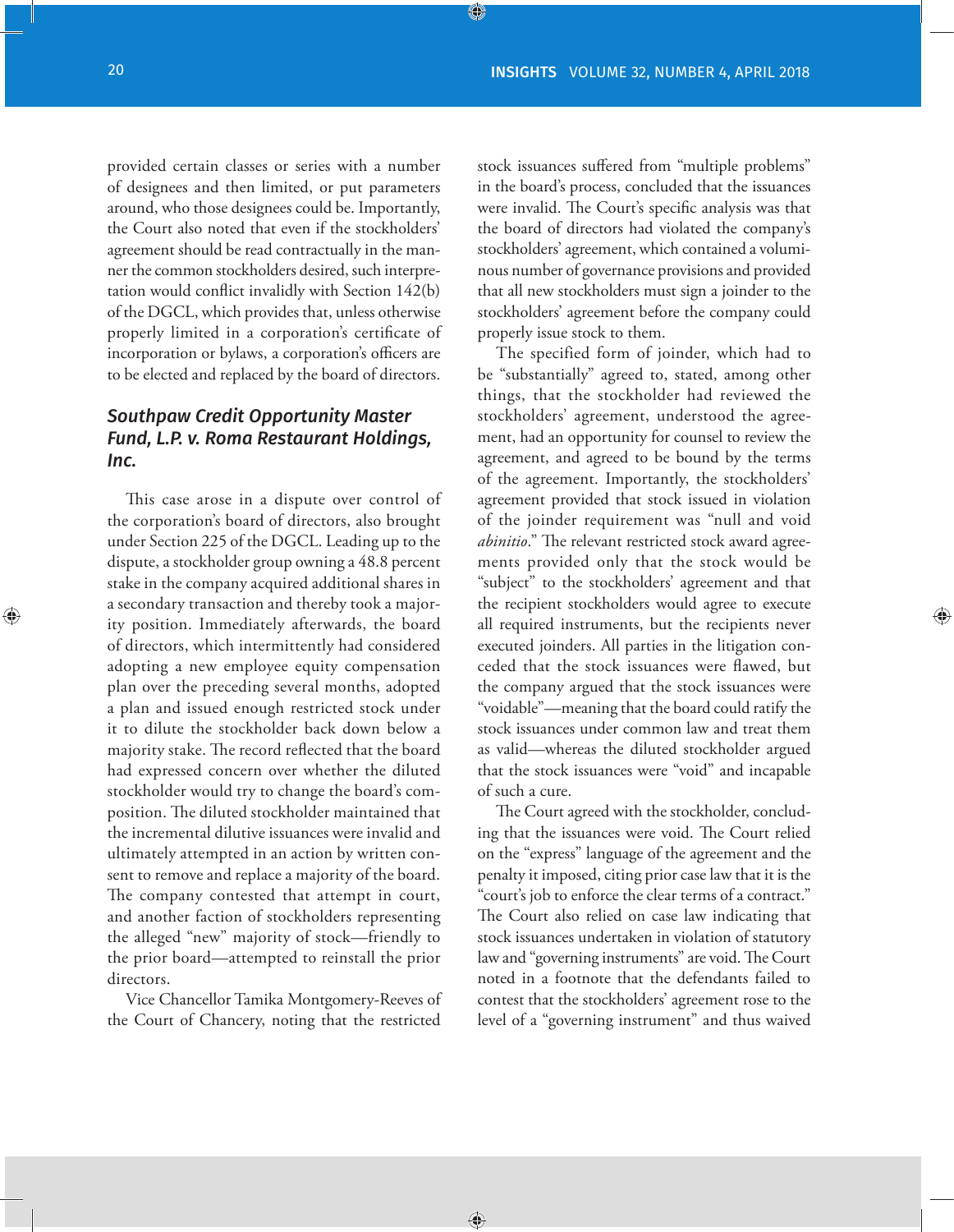provided certain classes or series with a number of designees and then limited, or put parameters around, who those designees could be. Importantly, the Court also noted that even if the stockholders' agreement should be read contractually in the manner the common stockholders desired, such interpretation would conflict invalidly with Section 142(b) of the DGCL, which provides that, unless otherwise properly limited in a corporation's certificate of incorporation or bylaws, a corporation's officers are to be elected and replaced by the board of directors.

### *Southpaw Credit Opportunity Master Fund, L.P. v. Roma Restaurant Holdings, Inc.*

This case arose in a dispute over control of the corporation's board of directors, also brought under Section 225 of the DGCL. Leading up to the dispute, a stockholder group owning a 48.8 percent stake in the company acquired additional shares in a secondary transaction and thereby took a majority position. Immediately afterwards, the board of directors, which intermittently had considered adopting a new employee equity compensation plan over the preceding several months, adopted a plan and issued enough restricted stock under it to dilute the stockholder back down below a majority stake. The record reflected that the board had expressed concern over whether the diluted stockholder would try to change the board's composition. The diluted stockholder maintained that the incremental dilutive issuances were invalid and ultimately attempted in an action by written consent to remove and replace a majority of the board. The company contested that attempt in court, and another faction of stockholders representing the alleged "new" majority of stock—friendly to the prior board—attempted to reinstall the prior directors.

Vice Chancellor Tamika Montgomery-Reeves of the Court of Chancery, noting that the restricted stock issuances suffered from "multiple problems" in the board's process, concluded that the issuances were invalid. The Court's specific analysis was that the board of directors had violated the company's stockholders' agreement, which contained a voluminous number of governance provisions and provided that all new stockholders must sign a joinder to the stockholders' agreement before the company could properly issue stock to them.

The specified form of joinder, which had to be "substantially" agreed to, stated, among other things, that the stockholder had reviewed the stockholders' agreement, understood the agreement, had an opportunity for counsel to review the agreement, and agreed to be bound by the terms of the agreement. Importantly, the stockholders' agreement provided that stock issued in violation of the joinder requirement was "null and void *abinitio*." The relevant restricted stock award agreements provided only that the stock would be "subject" to the stockholders' agreement and that the recipient stockholders would agree to execute all required instruments, but the recipients never executed joinders. All parties in the litigation conceded that the stock issuances were flawed, but the company argued that the stock issuances were "voidable"—meaning that the board could ratify the stock issuances under common law and treat them as valid—whereas the diluted stockholder argued that the stock issuances were "void" and incapable of such a cure.

The Court agreed with the stockholder, concluding that the issuances were void. The Court relied on the "express" language of the agreement and the penalty it imposed, citing prior case law that it is the "court's job to enforce the clear terms of a contract." The Court also relied on case law indicating that stock issuances undertaken in violation of statutory law and "governing instruments" are void. The Court noted in a footnote that the defendants failed to contest that the stockholders' agreement rose to the level of a "governing instrument" and thus waived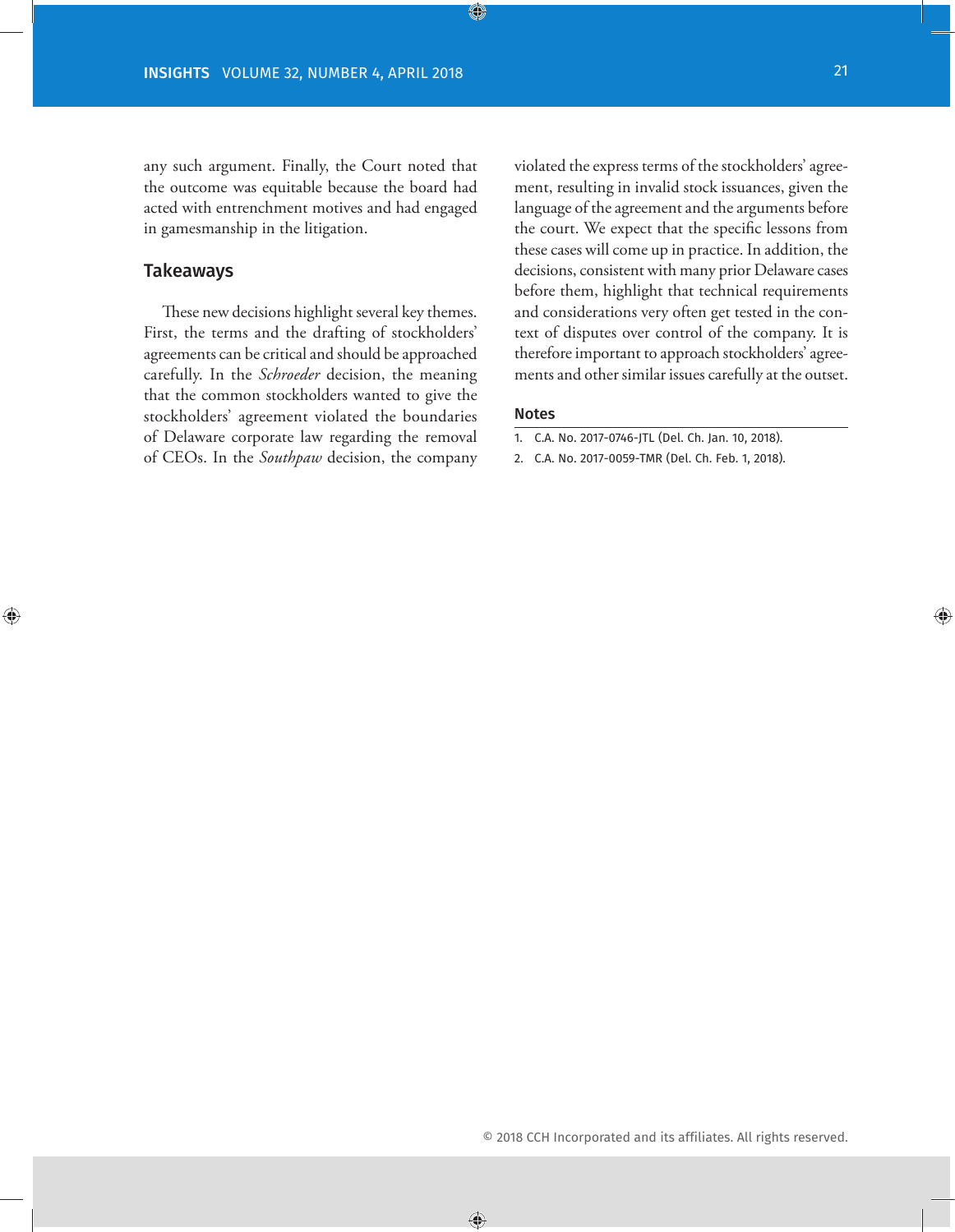any such argument. Finally, the Court noted that the outcome was equitable because the board had acted with entrenchment motives and had engaged in gamesmanship in the litigation.

## Takeaways

These new decisions highlight several key themes. First, the terms and the drafting of stockholders' agreements can be critical and should be approached carefully. In the *Schroeder* decision, the meaning that the common stockholders wanted to give the stockholders' agreement violated the boundaries of Delaware corporate law regarding the removal of CEOs. In the *Southpaw* decision, the company violated the express terms of the stockholders' agreement, resulting in invalid stock issuances, given the language of the agreement and the arguments before the court. We expect that the specific lessons from these cases will come up in practice. In addition, the decisions, consistent with many prior Delaware cases before them, highlight that technical requirements and considerations very often get tested in the context of disputes over control of the company. It is therefore important to approach stockholders' agreements and other similar issues carefully at the outset.

### Notes

1. C.A. No. 2017-0746-JTL (Del. Ch. Jan. 10, 2018).
2. C.A. No. 2017-0059-TMR (Del. Ch. Feb. 1, 2018).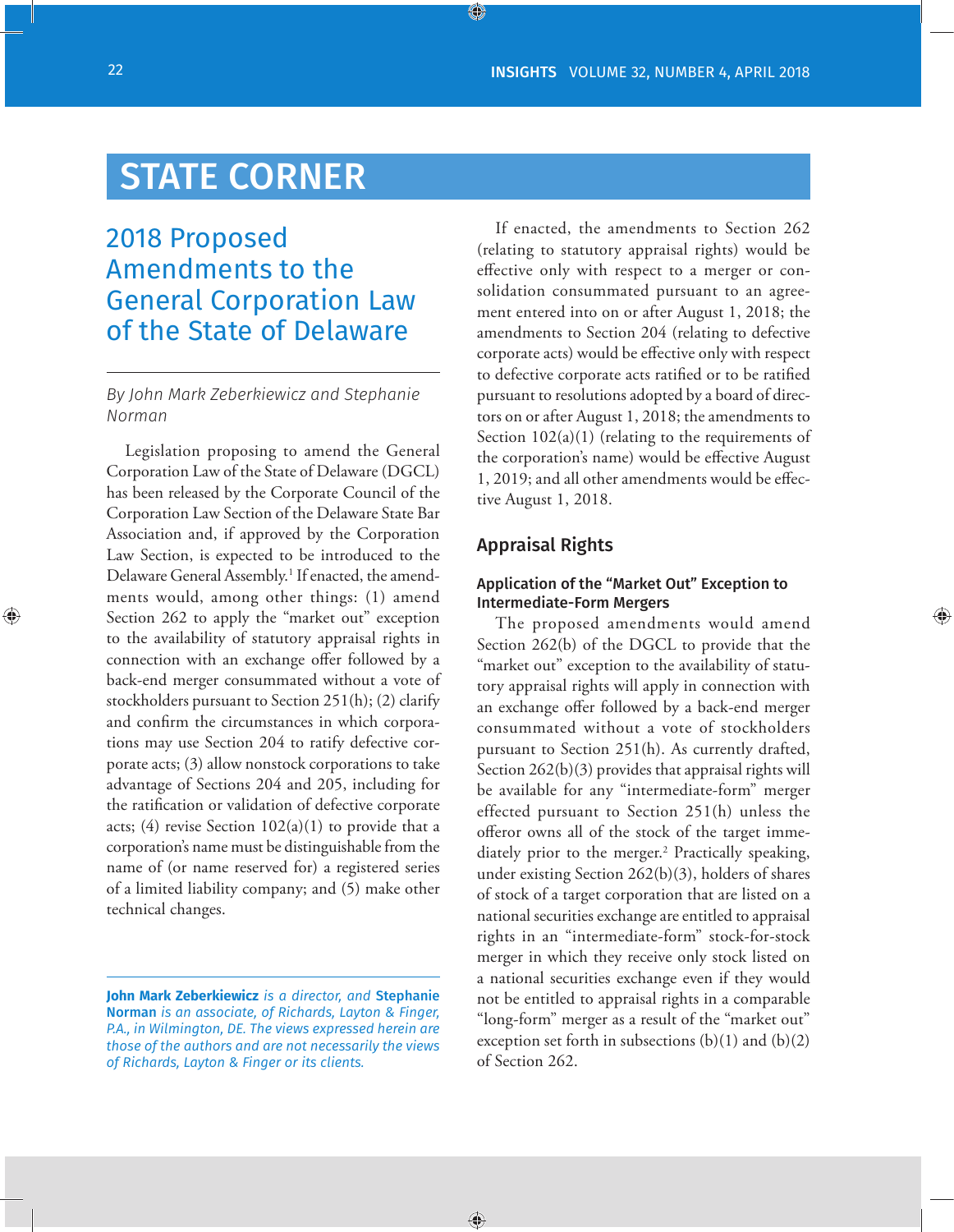# STATE CORNER

## 2018 Proposed Amendments to the General Corporation Law of the State of Delaware

*By John Mark Zeberkiewicz and Stephanie Norman*

Legislation proposing to amend the General Corporation Law of the State of Delaware (DGCL) has been released by the Corporate Council of the Corporation Law Section of the Delaware State Bar Association and, if approved by the Corporation Law Section, is expected to be introduced to the Delaware General Assembly.[1] If enacted, the amendments would, among other things: (1) amend Section 262 to apply the "market out" exception to the availability of statutory appraisal rights in connection with an exchange offer followed by a back-end merger consummated without a vote of stockholders pursuant to Section 251(h); (2) clarify and confirm the circumstances in which corporations may use Section 204 to ratify defective corporate acts; (3) allow nonstock corporations to take advantage of Sections 204 and 205, including for the ratification or validation of defective corporate acts; (4) revise Section 102(a)(1) to provide that a corporation's name must be distinguishable from the name of (or name reserved for) a registered series of a limited liability company; and (5) make other technical changes.

**John Mark Zeberkiewicz** *is a director, and* **Stephanie Norman** *is an associate, of Richards, Layton & Finger, P.A., in Wilmington, DE. The views expressed herein are those of the authors and are not necessarily the views of Richards, Layton & Finger or its clients.*

If enacted, the amendments to Section 262 (relating to statutory appraisal rights) would be effective only with respect to a merger or consolidation consummated pursuant to an agreement entered into on or after August 1, 2018; the amendments to Section 204 (relating to defective corporate acts) would be effective only with respect to defective corporate acts ratified or to be ratified pursuant to resolutions adopted by a board of directors on or after August 1, 2018; the amendments to Section 102(a)(1) (relating to the requirements of the corporation's name) would be effective August 1, 2019; and all other amendments would be effective August 1, 2018.

### Appraisal Rights

#### Application of the "Market Out" Exception to Intermediate-Form Mergers

The proposed amendments would amend Section 262(b) of the DGCL to provide that the "market out" exception to the availability of statutory appraisal rights will apply in connection with an exchange offer followed by a back-end merger consummated without a vote of stockholders pursuant to Section 251(h). As currently drafted, Section 262(b)(3) provides that appraisal rights will be available for any "intermediate-form" merger effected pursuant to Section 251(h) unless the offeror owns all of the stock of the target immediately prior to the merger.[2] Practically speaking, under existing Section 262(b)(3), holders of shares of stock of a target corporation that are listed on a national securities exchange are entitled to appraisal rights in an "intermediate-form" stock-for-stock merger in which they receive only stock listed on a national securities exchange even if they would not be entitled to appraisal rights in a comparable "long-form" merger as a result of the "market out" exception set forth in subsections (b)(1) and (b)(2) of Section 262.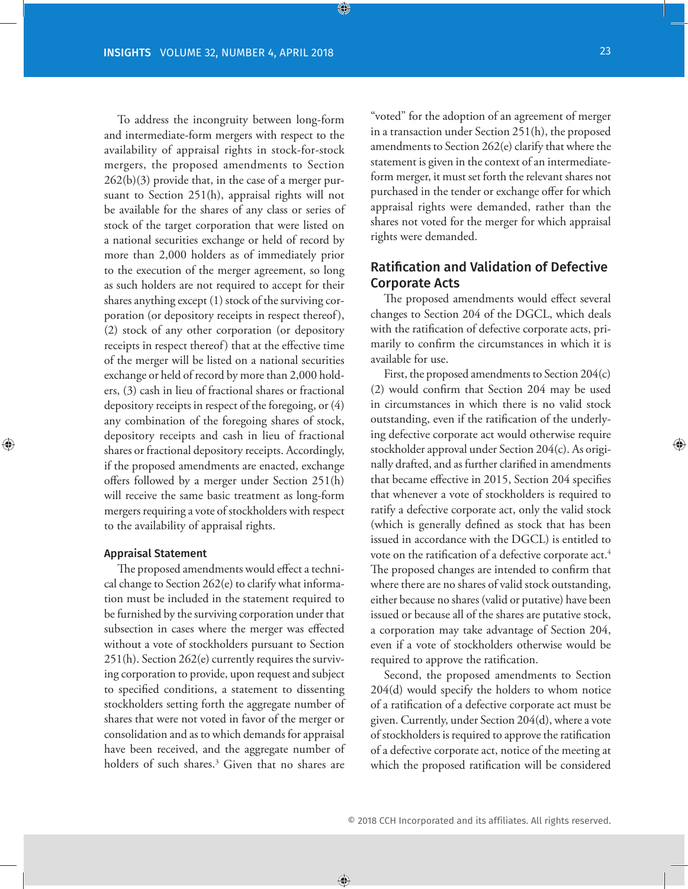To address the incongruity between long-form and intermediate-form mergers with respect to the availability of appraisal rights in stock-for-stock mergers, the proposed amendments to Section 262(b)(3) provide that, in the case of a merger pursuant to Section 251(h), appraisal rights will not be available for the shares of any class or series of stock of the target corporation that were listed on a national securities exchange or held of record by more than 2,000 holders as of immediately prior to the execution of the merger agreement, so long as such holders are not required to accept for their shares anything except (1) stock of the surviving corporation (or depository receipts in respect thereof), (2) stock of any other corporation (or depository receipts in respect thereof) that at the effective time of the merger will be listed on a national securities exchange or held of record by more than 2,000 holders, (3) cash in lieu of fractional shares or fractional depository receipts in respect of the foregoing, or (4) any combination of the foregoing shares of stock, depository receipts and cash in lieu of fractional shares or fractional depository receipts. Accordingly, if the proposed amendments are enacted, exchange offers followed by a merger under Section 251(h) will receive the same basic treatment as long-form mergers requiring a vote of stockholders with respect to the availability of appraisal rights.

### Appraisal Statement

The proposed amendments would effect a technical change to Section 262(e) to clarify what information must be included in the statement required to be furnished by the surviving corporation under that subsection in cases where the merger was effected without a vote of stockholders pursuant to Section 251(h). Section 262(e) currently requires the surviving corporation to provide, upon request and subject to specified conditions, a statement to dissenting stockholders setting forth the aggregate number of shares that were not voted in favor of the merger or consolidation and as to which demands for appraisal have been received, and the aggregate number of holders of such shares.[3] Given that no shares are "voted" for the adoption of an agreement of merger in a transaction under Section 251(h), the proposed amendments to Section 262(e) clarify that where the statement is given in the context of an intermediate-form merger, it must set forth the relevant shares not purchased in the tender or exchange offer for which appraisal rights were demanded, rather than the shares not voted for the merger for which appraisal rights were demanded.

## Ratification and Validation of Defective Corporate Acts

The proposed amendments would effect several changes to Section 204 of the DGCL, which deals with the ratification of defective corporate acts, primarily to confirm the circumstances in which it is available for use.

First, the proposed amendments to Section 204(c)(2) would confirm that Section 204 may be used in circumstances in which there is no valid stock outstanding, even if the ratification of the underlying defective corporate act would otherwise require stockholder approval under Section 204(c). As originally drafted, and as further clarified in amendments that became effective in 2015, Section 204 specifies that whenever a vote of stockholders is required to ratify a defective corporate act, only the valid stock (which is generally defined as stock that has been issued in accordance with the DGCL) is entitled to vote on the ratification of a defective corporate act.[4] The proposed changes are intended to confirm that where there are no shares of valid stock outstanding, either because no shares (valid or putative) have been issued or because all of the shares are putative stock, a corporation may take advantage of Section 204, even if a vote of stockholders otherwise would be required to approve the ratification.

Second, the proposed amendments to Section 204(d) would specify the holders to whom notice of a ratification of a defective corporate act must be given. Currently, under Section 204(d), where a vote of stockholders is required to approve the ratification of a defective corporate act, notice of the meeting at which the proposed ratification will be considered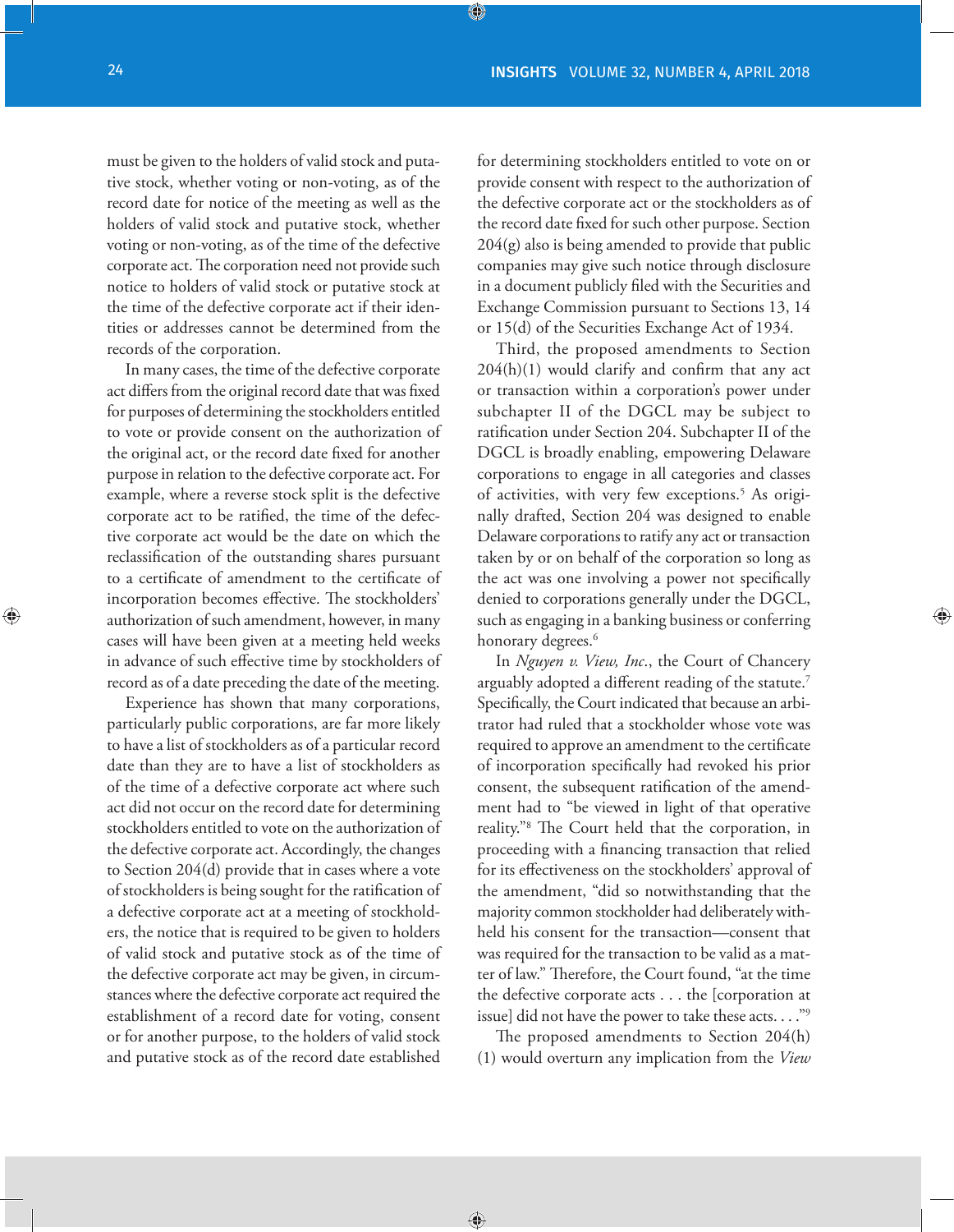must be given to the holders of valid stock and putative stock, whether voting or non-voting, as of the record date for notice of the meeting as well as the holders of valid stock and putative stock, whether voting or non-voting, as of the time of the defective corporate act. The corporation need not provide such notice to holders of valid stock or putative stock at the time of the defective corporate act if their identities or addresses cannot be determined from the records of the corporation.

In many cases, the time of the defective corporate act differs from the original record date that was fixed for purposes of determining the stockholders entitled to vote or provide consent on the authorization of the original act, or the record date fixed for another purpose in relation to the defective corporate act. For example, where a reverse stock split is the defective corporate act to be ratified, the time of the defective corporate act would be the date on which the reclassification of the outstanding shares pursuant to a certificate of amendment to the certificate of incorporation becomes effective. The stockholders' authorization of such amendment, however, in many cases will have been given at a meeting held weeks in advance of such effective time by stockholders of record as of a date preceding the date of the meeting.

Experience has shown that many corporations, particularly public corporations, are far more likely to have a list of stockholders as of a particular record date than they are to have a list of stockholders as of the time of a defective corporate act where such act did not occur on the record date for determining stockholders entitled to vote on the authorization of the defective corporate act. Accordingly, the changes to Section 204(d) provide that in cases where a vote of stockholders is being sought for the ratification of a defective corporate act at a meeting of stockholders, the notice that is required to be given to holders of valid stock and putative stock as of the time of the defective corporate act may be given, in circumstances where the defective corporate act required the establishment of a record date for voting, consent or for another purpose, to the holders of valid stock and putative stock as of the record date established for determining stockholders entitled to vote on or provide consent with respect to the authorization of the defective corporate act or the stockholders as of the record date fixed for such other purpose. Section 204(g) also is being amended to provide that public companies may give such notice through disclosure in a document publicly filed with the Securities and Exchange Commission pursuant to Sections 13, 14 or 15(d) of the Securities Exchange Act of 1934.

Third, the proposed amendments to Section 204(h)(1) would clarify and confirm that any act or transaction within a corporation's power under subchapter II of the DGCL may be subject to ratification under Section 204. Subchapter II of the DGCL is broadly enabling, empowering Delaware corporations to engage in all categories and classes of activities, with very few exceptions.[5] As originally drafted, Section 204 was designed to enable Delaware corporations to ratify any act or transaction taken by or on behalf of the corporation so long as the act was one involving a power not specifically denied to corporations generally under the DGCL, such as engaging in a banking business or conferring honorary degrees.[6]

In *Nguyen v. View, Inc.*, the Court of Chancery arguably adopted a different reading of the statute.[7] Specifically, the Court indicated that because an arbitrator had ruled that a stockholder whose vote was required to approve an amendment to the certificate of incorporation specifically had revoked his prior consent, the subsequent ratification of the amendment had to "be viewed in light of that operative reality."[8] The Court held that the corporation, in proceeding with a financing transaction that relied for its effectiveness on the stockholders' approval of the amendment, "did so notwithstanding that the majority common stockholder had deliberately withheld his consent for the transaction—consent that was required for the transaction to be valid as a matter of law." Therefore, the Court found, "at the time the defective corporate acts . . . the [corporation at issue] did not have the power to take these acts. . . ."[9]

The proposed amendments to Section 204(h)(1) would overturn any implication from the *View*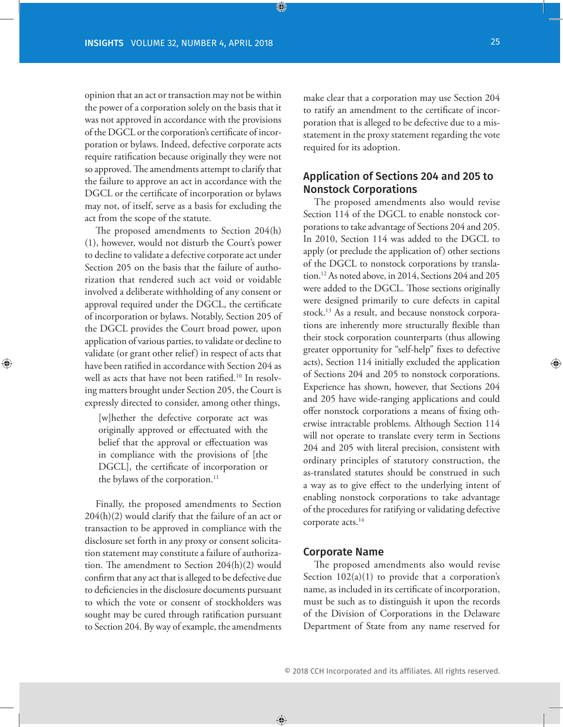opinion that an act or transaction may not be within the power of a corporation solely on the basis that it was not approved in accordance with the provisions of the DGCL or the corporation's certificate of incorporation or bylaws. Indeed, defective corporate acts require ratification because originally they were not so approved. The amendments attempt to clarify that the failure to approve an act in accordance with the DGCL or the certificate of incorporation or bylaws may not, of itself, serve as a basis for excluding the act from the scope of the statute.

The proposed amendments to Section 204(h)(1), however, would not disturb the Court's power to decline to validate a defective corporate act under Section 205 on the basis that the failure of authorization that rendered such act void or voidable involved a deliberate withholding of any consent or approval required under the DGCL, the certificate of incorporation or bylaws. Notably, Section 205 of the DGCL provides the Court broad power, upon application of various parties, to validate or decline to validate (or grant other relief) in respect of acts that have been ratified in accordance with Section 204 as well as acts that have not been ratified.[10] In resolving matters brought under Section 205, the Court is expressly directed to consider, among other things,

> [w]hether the defective corporate act was originally approved or effectuated with the belief that the approval or effectuation was in compliance with the provisions of [the DGCL], the certificate of incorporation or the bylaws of the corporation.[11]

Finally, the proposed amendments to Section 204(h)(2) would clarify that the failure of an act or transaction to be approved in compliance with the disclosure set forth in any proxy or consent solicitation statement may constitute a failure of authorization. The amendment to Section 204(h)(2) would confirm that any act that is alleged to be defective due to deficiencies in the disclosure documents pursuant to which the vote or consent of stockholders was sought may be cured through ratification pursuant to Section 204. By way of example, the amendments make clear that a corporation may use Section 204 to ratify an amendment to the certificate of incorporation that is alleged to be defective due to a misstatement in the proxy statement regarding the vote required for its adoption.

## Application of Sections 204 and 205 to Nonstock Corporations

The proposed amendments also would revise Section 114 of the DGCL to enable nonstock corporations to take advantage of Sections 204 and 205. In 2010, Section 114 was added to the DGCL to apply (or preclude the application of) other sections of the DGCL to nonstock corporations by translation.[12] As noted above, in 2014, Sections 204 and 205 were added to the DGCL. Those sections originally were designed primarily to cure defects in capital stock.[13] As a result, and because nonstock corporations are inherently more structurally flexible than their stock corporation counterparts (thus allowing greater opportunity for "self-help" fixes to defective acts), Section 114 initially excluded the application of Sections 204 and 205 to nonstock corporations. Experience has shown, however, that Sections 204 and 205 have wide-ranging applications and could offer nonstock corporations a means of fixing otherwise intractable problems. Although Section 114 will not operate to translate every term in Sections 204 and 205 with literal precision, consistent with ordinary principles of statutory construction, the as-translated statutes should be construed in such a way as to give effect to the underlying intent of enabling nonstock corporations to take advantage of the procedures for ratifying or validating defective corporate acts.[14]

## Corporate Name

The proposed amendments also would revise Section 102(a)(1) to provide that a corporation's name, as included in its certificate of incorporation, must be such as to distinguish it upon the records of the Division of Corporations in the Delaware Department of State from any name reserved for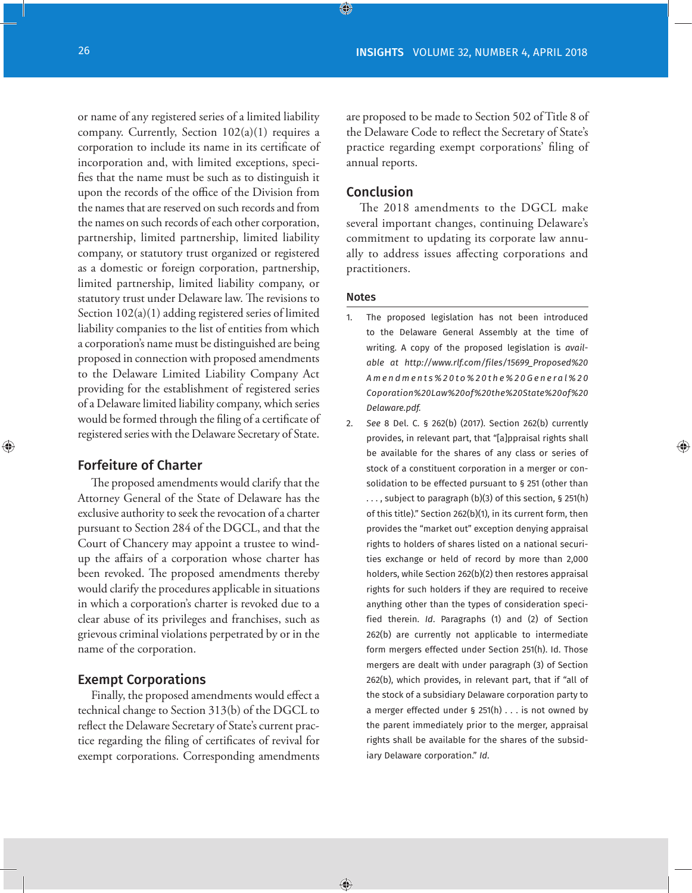or name of any registered series of a limited liability company. Currently, Section 102(a)(1) requires a corporation to include its name in its certificate of incorporation and, with limited exceptions, specifies that the name must be such as to distinguish it upon the records of the office of the Division from the names that are reserved on such records and from the names on such records of each other corporation, partnership, limited partnership, limited liability company, or statutory trust organized or registered as a domestic or foreign corporation, partnership, limited partnership, limited liability company, or statutory trust under Delaware law. The revisions to Section 102(a)(1) adding registered series of limited liability companies to the list of entities from which a corporation's name must be distinguished are being proposed in connection with proposed amendments to the Delaware Limited Liability Company Act providing for the establishment of registered series of a Delaware limited liability company, which series would be formed through the filing of a certificate of registered series with the Delaware Secretary of State.

## Forfeiture of Charter

The proposed amendments would clarify that the Attorney General of the State of Delaware has the exclusive authority to seek the revocation of a charter pursuant to Section 284 of the DGCL, and that the Court of Chancery may appoint a trustee to wind-up the affairs of a corporation whose charter has been revoked. The proposed amendments thereby would clarify the procedures applicable in situations in which a corporation's charter is revoked due to a clear abuse of its privileges and franchises, such as grievous criminal violations perpetrated by or in the name of the corporation.

## Exempt Corporations

Finally, the proposed amendments would effect a technical change to Section 313(b) of the DGCL to reflect the Delaware Secretary of State's current practice regarding the filing of certificates of revival for exempt corporations. Corresponding amendments are proposed to be made to Section 502 of Title 8 of the Delaware Code to reflect the Secretary of State's practice regarding exempt corporations' filing of annual reports.

## Conclusion

The 2018 amendments to the DGCL make several important changes, continuing Delaware's commitment to updating its corporate law annually to address issues affecting corporations and practitioners.

### Notes

1. The proposed legislation has not been introduced to the Delaware General Assembly at the time of writing. A copy of the proposed legislation is *available at http://www.rlf.com/files/15699_Proposed%20Amendments%20to%20the%20General%20Coporation%20Law%20of%20the%20State%20of%20Delaware.pdf.*
2. *See* 8 Del. C. § 262(b) (2017). Section 262(b) currently provides, in relevant part, that "[a]ppraisal rights shall be available for the shares of any class or series of stock of a constituent corporation in a merger or consolidation to be effected pursuant to § 251 (other than . . . , subject to paragraph (b)(3) of this section, § 251(h) of this title)." Section 262(b)(1), in its current form, then provides the "market out" exception denying appraisal rights to holders of shares listed on a national securities exchange or held of record by more than 2,000 holders, while Section 262(b)(2) then restores appraisal rights for such holders if they are required to receive anything other than the types of consideration specified therein. *Id*. Paragraphs (1) and (2) of Section 262(b) are currently not applicable to intermediate form mergers effected under Section 251(h). Id. Those mergers are dealt with under paragraph (3) of Section 262(b), which provides, in relevant part, that if "all of the stock of a subsidiary Delaware corporation party to a merger effected under § 251(h) . . . is not owned by the parent immediately prior to the merger, appraisal rights shall be available for the shares of the subsidiary Delaware corporation." *Id*.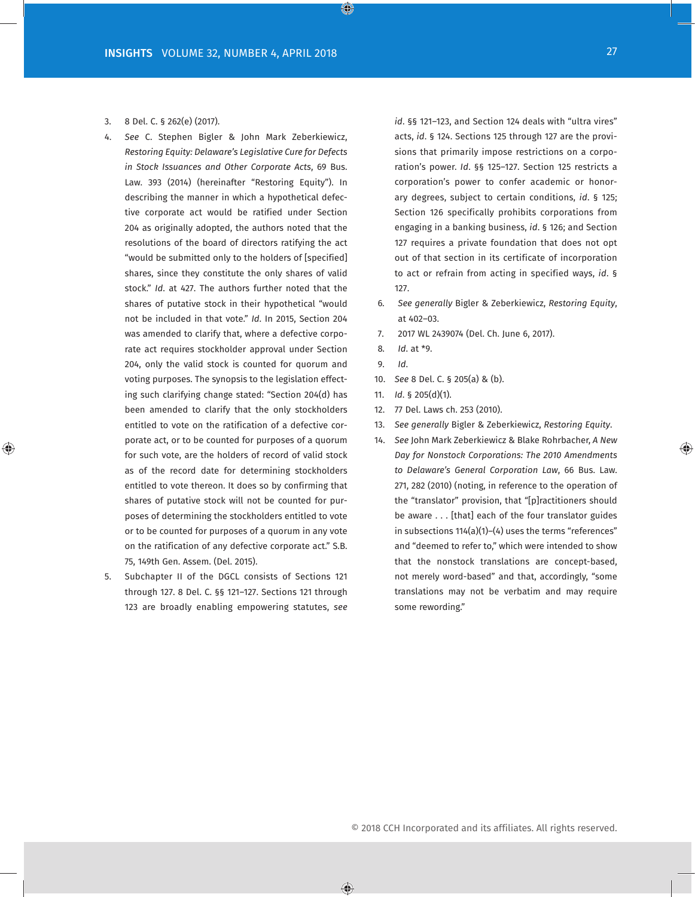3. 8 Del. C. § 262(e) (2017).
4. *See* C. Stephen Bigler & John Mark Zeberkiewicz, *Restoring Equity: Delaware's Legislative Cure for Defects in Stock Issuances and Other Corporate Acts*, 69 Bus. Law. 393 (2014) (hereinafter "Restoring Equity"). In describing the manner in which a hypothetical defective corporate act would be ratified under Section 204 as originally adopted, the authors noted that the resolutions of the board of directors ratifying the act "would be submitted only to the holders of [specified] shares, since they constitute the only shares of valid stock." *Id*. at 427. The authors further noted that the shares of putative stock in their hypothetical "would not be included in that vote." *Id*. In 2015, Section 204 was amended to clarify that, where a defective corporate act requires stockholder approval under Section 204, only the valid stock is counted for quorum and voting purposes. The synopsis to the legislation effecting such clarifying change stated: "Section 204(d) has been amended to clarify that the only stockholders entitled to vote on the ratification of a defective corporate act, or to be counted for purposes of a quorum for such vote, are the holders of record of valid stock as of the record date for determining stockholders entitled to vote thereon. It does so by confirming that shares of putative stock will not be counted for purposes of determining the stockholders entitled to vote or to be counted for purposes of a quorum in any vote on the ratification of any defective corporate act." S.B. 75, 149th Gen. Assem. (Del. 2015).
5. Subchapter II of the DGCL consists of Sections 121 through 127. 8 Del. C. §§ 121–127. Sections 121 through 123 are broadly enabling empowering statutes, *see id*. §§ 121–123, and Section 124 deals with "ultra vires" acts, *id*. § 124. Sections 125 through 127 are the provisions that primarily impose restrictions on a corporation's power. *Id*. §§ 125–127. Section 125 restricts a corporation's power to confer academic or honorary degrees, subject to certain conditions, *id*. § 125; Section 126 specifically prohibits corporations from engaging in a banking business, *id*. § 126; and Section 127 requires a private foundation that does not opt out of that section in its certificate of incorporation to act or refrain from acting in specified ways, *id*. § 127.
6. *See generally* Bigler & Zeberkiewicz, *Restoring Equity*, at 402–03.
7. 2017 WL 2439074 (Del. Ch. June 6, 2017).
8. *Id*. at *9.
9. *Id*.
10. *See* 8 Del. C. § 205(a) & (b).
11. *Id*. § 205(d)(1).
12. 77 Del. Laws ch. 253 (2010).
13. *See generally* Bigler & Zeberkiewicz, *Restoring Equity*.
14. *See* John Mark Zeberkiewicz & Blake Rohrbacher, *A New Day for Nonstock Corporations: The 2010 Amendments to Delaware's General Corporation Law*, 66 Bus. Law. 271, 282 (2010) (noting, in reference to the operation of the "translator" provision, that "[p]ractitioners should be aware . . . [that] each of the four translator guides in subsections 114(a)(1)–(4) uses the terms "references" and "deemed to refer to," which were intended to show that the nonstock translations are concept-based, not merely word-based" and that, accordingly, "some translations may not be verbatim and may require some rewording."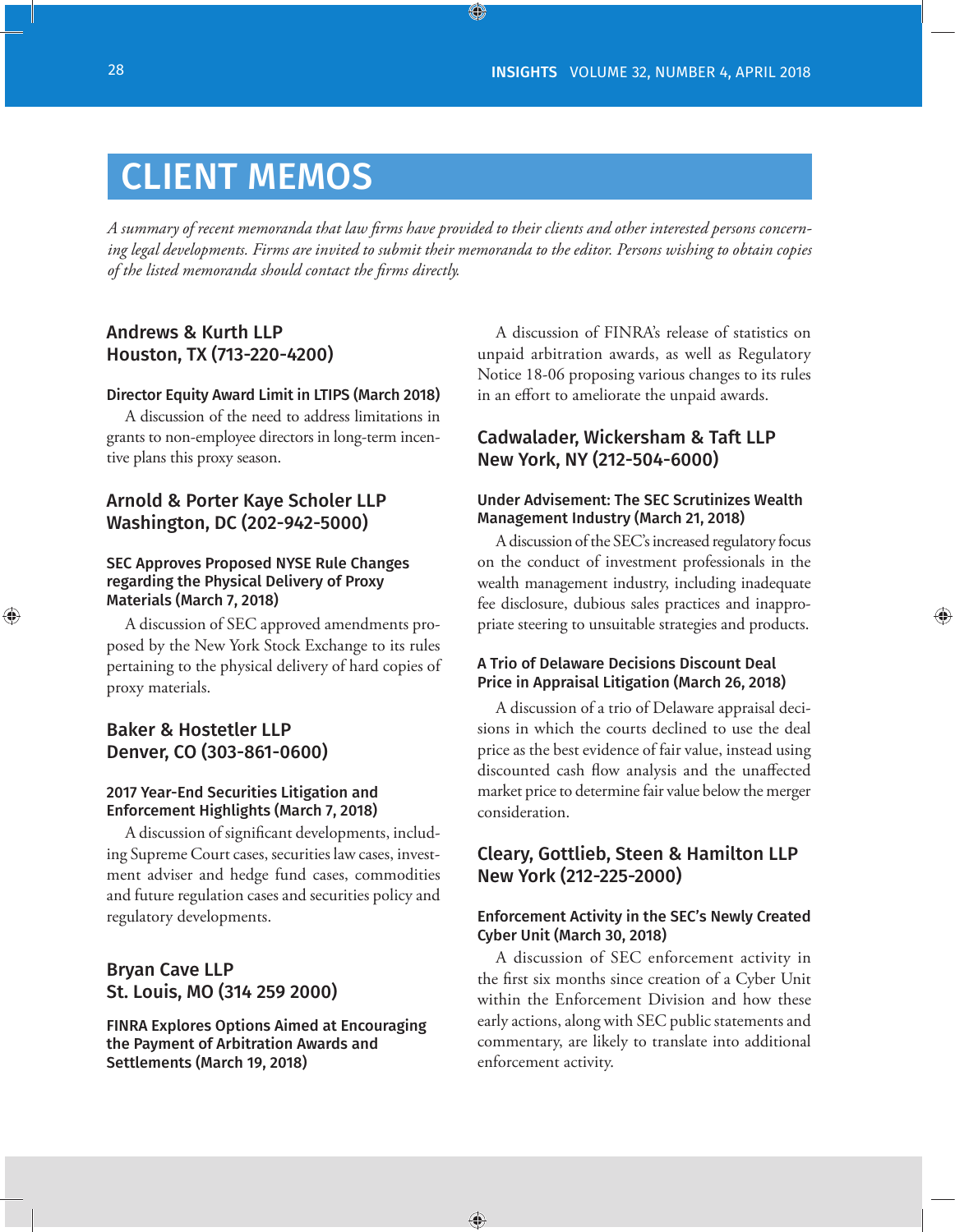# CLIENT MEMOS

*A summary of recent memoranda that law firms have provided to their clients and other interested persons concerning legal developments. Firms are invited to submit their memoranda to the editor. Persons wishing to obtain copies of the listed memoranda should contact the firms directly.*

## Andrews & Kurth LLP
## Houston, TX (713-220-4200)

### Director Equity Award Limit in LTIPS (March 2018)

A discussion of the need to address limitations in grants to non-employee directors in long-term incentive plans this proxy season.

## Arnold & Porter Kaye Scholer LLP
## Washington, DC (202-942-5000)

### SEC Approves Proposed NYSE Rule Changes regarding the Physical Delivery of Proxy Materials (March 7, 2018)

A discussion of SEC approved amendments proposed by the New York Stock Exchange to its rules pertaining to the physical delivery of hard copies of proxy materials.

## Baker & Hostetler LLP
## Denver, CO (303-861-0600)

### 2017 Year-End Securities Litigation and Enforcement Highlights (March 7, 2018)

A discussion of significant developments, including Supreme Court cases, securities law cases, investment adviser and hedge fund cases, commodities and future regulation cases and securities policy and regulatory developments.

## Bryan Cave LLP
## St. Louis, MO (314 259 2000)

### FINRA Explores Options Aimed at Encouraging the Payment of Arbitration Awards and Settlements (March 19, 2018)

A discussion of FINRA's release of statistics on unpaid arbitration awards, as well as Regulatory Notice 18-06 proposing various changes to its rules in an effort to ameliorate the unpaid awards.

## Cadwalader, Wickersham & Taft LLP
## New York, NY (212-504-6000)

### Under Advisement: The SEC Scrutinizes Wealth Management Industry (March 21, 2018)

A discussion of the SEC's increased regulatory focus on the conduct of investment professionals in the wealth management industry, including inadequate fee disclosure, dubious sales practices and inappropriate steering to unsuitable strategies and products.

### A Trio of Delaware Decisions Discount Deal Price in Appraisal Litigation (March 26, 2018)

A discussion of a trio of Delaware appraisal decisions in which the courts declined to use the deal price as the best evidence of fair value, instead using discounted cash flow analysis and the unaffected market price to determine fair value below the merger consideration.

## Cleary, Gottlieb, Steen & Hamilton LLP
## New York (212-225-2000)

### Enforcement Activity in the SEC's Newly Created Cyber Unit (March 30, 2018)

A discussion of SEC enforcement activity in the first six months since creation of a Cyber Unit within the Enforcement Division and how these early actions, along with SEC public statements and commentary, are likely to translate into additional enforcement activity.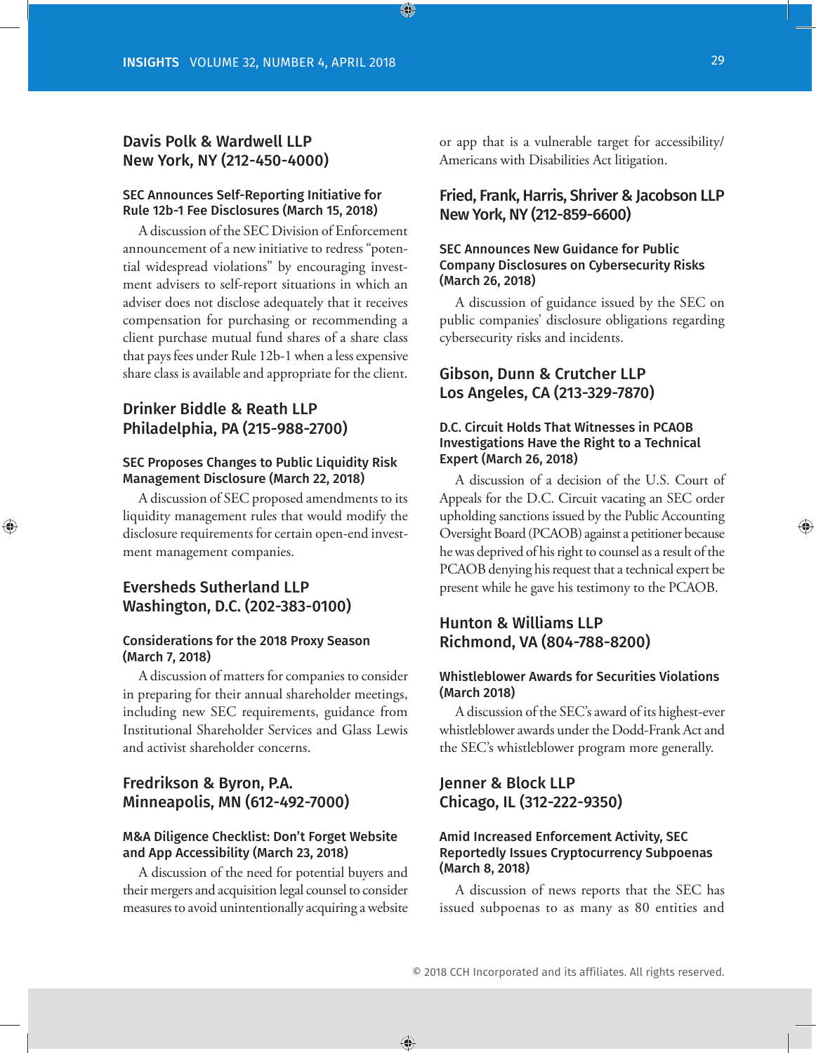## Davis Polk & Wardwell LLP
## New York, NY (212-450-4000)

### SEC Announces Self-Reporting Initiative for Rule 12b-1 Fee Disclosures (March 15, 2018)

A discussion of the SEC Division of Enforcement announcement of a new initiative to redress "potential widespread violations" by encouraging investment advisers to self-report situations in which an adviser does not disclose adequately that it receives compensation for purchasing or recommending a client purchase mutual fund shares of a share class that pays fees under Rule 12b-1 when a less expensive share class is available and appropriate for the client.

## Drinker Biddle & Reath LLP
## Philadelphia, PA (215-988-2700)

### SEC Proposes Changes to Public Liquidity Risk Management Disclosure (March 22, 2018)

A discussion of SEC proposed amendments to its liquidity management rules that would modify the disclosure requirements for certain open-end investment management companies.

## Eversheds Sutherland LLP
## Washington, D.C. (202-383-0100)

### Considerations for the 2018 Proxy Season (March 7, 2018)

A discussion of matters for companies to consider in preparing for their annual shareholder meetings, including new SEC requirements, guidance from Institutional Shareholder Services and Glass Lewis and activist shareholder concerns.

## Fredrikson & Byron, P.A.
## Minneapolis, MN (612-492-7000)

### M&A Diligence Checklist: Don't Forget Website and App Accessibility (March 23, 2018)

A discussion of the need for potential buyers and their mergers and acquisition legal counsel to consider measures to avoid unintentionally acquiring a website or app that is a vulnerable target for accessibility/Americans with Disabilities Act litigation.

## Fried, Frank, Harris, Shriver & Jacobson LLP
## New York, NY (212-859-6600)

### SEC Announces New Guidance for Public Company Disclosures on Cybersecurity Risks (March 26, 2018)

A discussion of guidance issued by the SEC on public companies' disclosure obligations regarding cybersecurity risks and incidents.

## Gibson, Dunn & Crutcher LLP
## Los Angeles, CA (213-329-7870)

### D.C. Circuit Holds That Witnesses in PCAOB Investigations Have the Right to a Technical Expert (March 26, 2018)

A discussion of a decision of the U.S. Court of Appeals for the D.C. Circuit vacating an SEC order upholding sanctions issued by the Public Accounting Oversight Board (PCAOB) against a petitioner because he was deprived of his right to counsel as a result of the PCAOB denying his request that a technical expert be present while he gave his testimony to the PCAOB.

## Hunton & Williams LLP
## Richmond, VA (804-788-8200)

### Whistleblower Awards for Securities Violations (March 2018)

A discussion of the SEC's award of its highest-ever whistleblower awards under the Dodd-Frank Act and the SEC's whistleblower program more generally.

## Jenner & Block LLP
## Chicago, IL (312-222-9350)

### Amid Increased Enforcement Activity, SEC Reportedly Issues Cryptocurrency Subpoenas (March 8, 2018)

A discussion of news reports that the SEC has issued subpoenas to as many as 80 entities and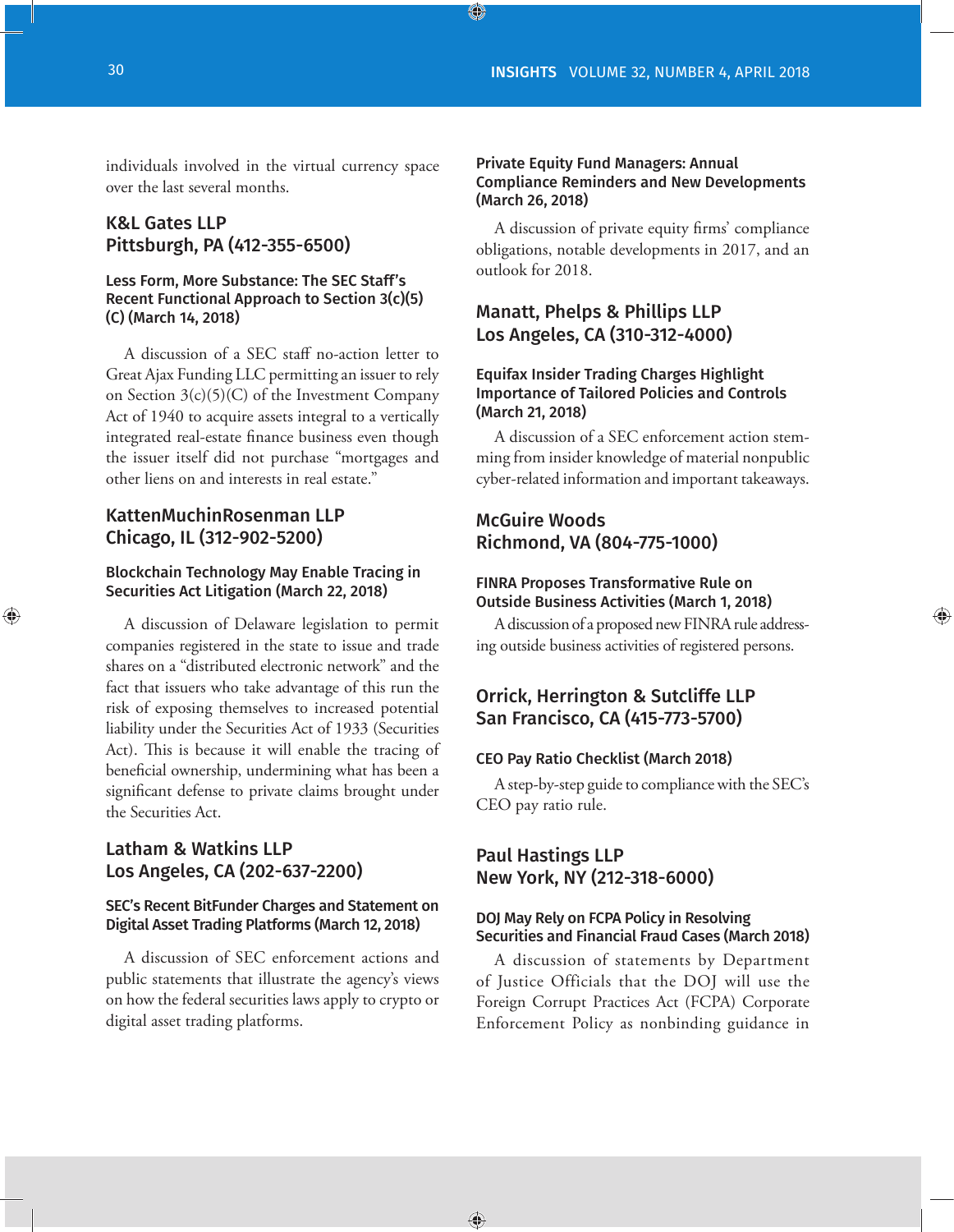individuals involved in the virtual currency space over the last several months.

## K&L Gates LLP
## Pittsburgh, PA (412-355-6500)

### Less Form, More Substance: The SEC Staff's Recent Functional Approach to Section 3(c)(5)(C) (March 14, 2018)

A discussion of a SEC staff no-action letter to Great Ajax Funding LLC permitting an issuer to rely on Section 3(c)(5)(C) of the Investment Company Act of 1940 to acquire assets integral to a vertically integrated real-estate finance business even though the issuer itself did not purchase "mortgages and other liens on and interests in real estate."

## KattenMuchinRosenman LLP
## Chicago, IL (312-902-5200)

### Blockchain Technology May Enable Tracing in Securities Act Litigation (March 22, 2018)

A discussion of Delaware legislation to permit companies registered in the state to issue and trade shares on a "distributed electronic network" and the fact that issuers who take advantage of this run the risk of exposing themselves to increased potential liability under the Securities Act of 1933 (Securities Act). This is because it will enable the tracing of beneficial ownership, undermining what has been a significant defense to private claims brought under the Securities Act.

## Latham & Watkins LLP
## Los Angeles, CA (202-637-2200)

### SEC's Recent BitFunder Charges and Statement on Digital Asset Trading Platforms (March 12, 2018)

A discussion of SEC enforcement actions and public statements that illustrate the agency's views on how the federal securities laws apply to crypto or digital asset trading platforms.

### Private Equity Fund Managers: Annual Compliance Reminders and New Developments (March 26, 2018)

A discussion of private equity firms' compliance obligations, notable developments in 2017, and an outlook for 2018.

## Manatt, Phelps & Phillips LLP
## Los Angeles, CA (310-312-4000)

### Equifax Insider Trading Charges Highlight Importance of Tailored Policies and Controls (March 21, 2018)

A discussion of a SEC enforcement action stemming from insider knowledge of material nonpublic cyber-related information and important takeaways.

## McGuire Woods
## Richmond, VA (804-775-1000)

### FINRA Proposes Transformative Rule on Outside Business Activities (March 1, 2018)

A discussion of a proposed new FINRA rule addressing outside business activities of registered persons.

## Orrick, Herrington & Sutcliffe LLP
## San Francisco, CA (415-773-5700)

### CEO Pay Ratio Checklist (March 2018)

A step-by-step guide to compliance with the SEC's CEO pay ratio rule.

## Paul Hastings LLP
## New York, NY (212-318-6000)

### DOJ May Rely on FCPA Policy in Resolving Securities and Financial Fraud Cases (March 2018)

A discussion of statements by Department of Justice Officials that the DOJ will use the Foreign Corrupt Practices Act (FCPA) Corporate Enforcement Policy as nonbinding guidance in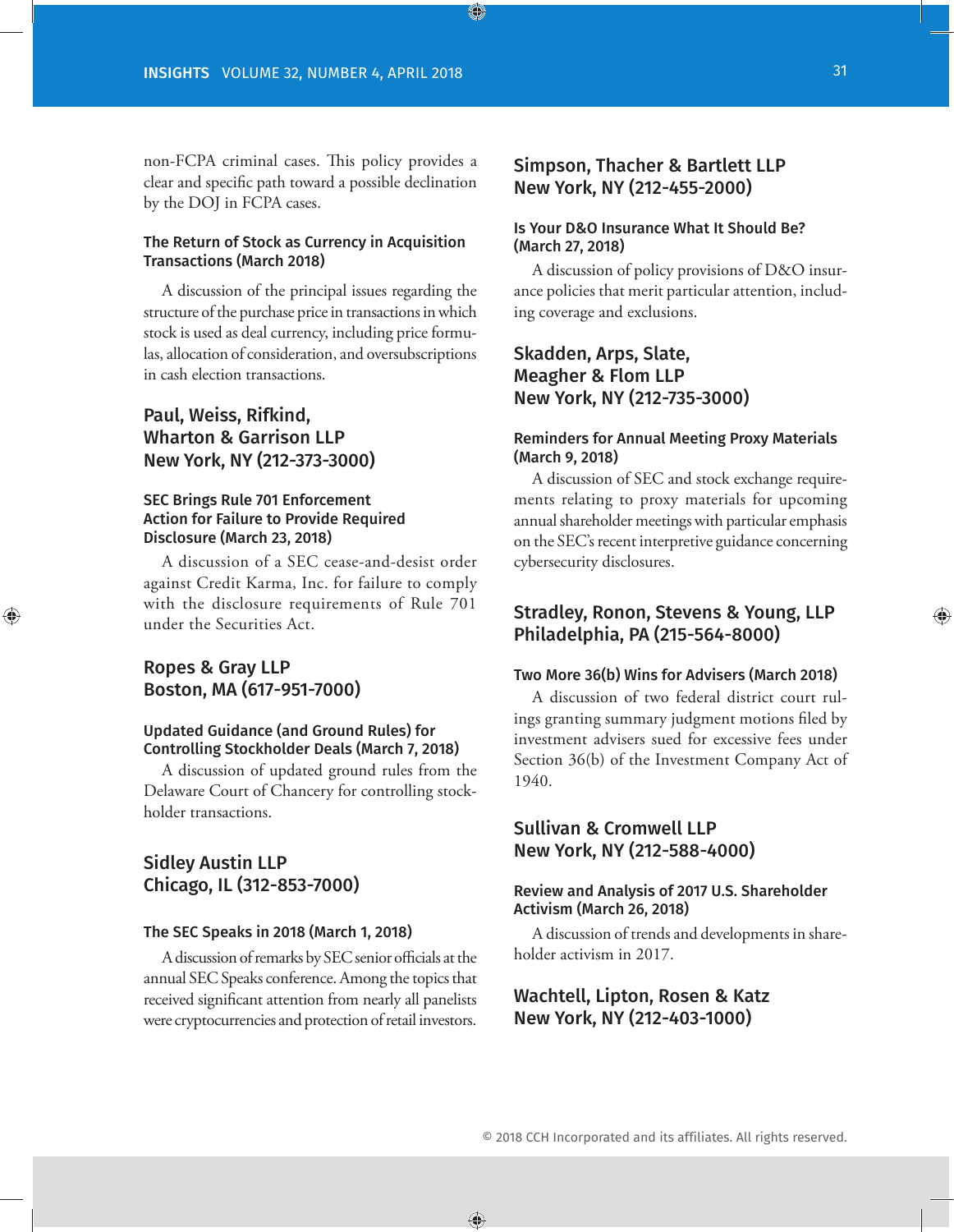non-FCPA criminal cases. This policy provides a clear and specific path toward a possible declination by the DOJ in FCPA cases.

#### The Return of Stock as Currency in Acquisition Transactions (March 2018)

A discussion of the principal issues regarding the structure of the purchase price in transactions in which stock is used as deal currency, including price formulas, allocation of consideration, and oversubscriptions in cash election transactions.

### Paul, Weiss, Rifkind, Wharton & Garrison LLP New York, NY (212-373-3000)

#### SEC Brings Rule 701 Enforcement Action for Failure to Provide Required Disclosure (March 23, 2018)

A discussion of a SEC cease-and-desist order against Credit Karma, Inc. for failure to comply with the disclosure requirements of Rule 701 under the Securities Act.

### Ropes & Gray LLP Boston, MA (617-951-7000)

#### Updated Guidance (and Ground Rules) for Controlling Stockholder Deals (March 7, 2018)

A discussion of updated ground rules from the Delaware Court of Chancery for controlling stockholder transactions.

### Sidley Austin LLP Chicago, IL (312-853-7000)

#### The SEC Speaks in 2018 (March 1, 2018)

A discussion of remarks by SEC senior officials at the annual SEC Speaks conference. Among the topics that received significant attention from nearly all panelists were cryptocurrencies and protection of retail investors.

### Simpson, Thacher & Bartlett LLP New York, NY (212-455-2000)

#### Is Your D&O Insurance What It Should Be? (March 27, 2018)

A discussion of policy provisions of D&O insurance policies that merit particular attention, including coverage and exclusions.

### Skadden, Arps, Slate, Meagher & Flom LLP New York, NY (212-735-3000)

#### Reminders for Annual Meeting Proxy Materials (March 9, 2018)

A discussion of SEC and stock exchange requirements relating to proxy materials for upcoming annual shareholder meetings with particular emphasis on the SEC's recent interpretive guidance concerning cybersecurity disclosures.

### Stradley, Ronon, Stevens & Young, LLP Philadelphia, PA (215-564-8000)

#### Two More 36(b) Wins for Advisers (March 2018)

A discussion of two federal district court rulings granting summary judgment motions filed by investment advisers sued for excessive fees under Section 36(b) of the Investment Company Act of 1940.

### Sullivan & Cromwell LLP New York, NY (212-588-4000)

#### Review and Analysis of 2017 U.S. Shareholder Activism (March 26, 2018)

A discussion of trends and developments in shareholder activism in 2017.

### Wachtell, Lipton, Rosen & Katz New York, NY (212-403-1000)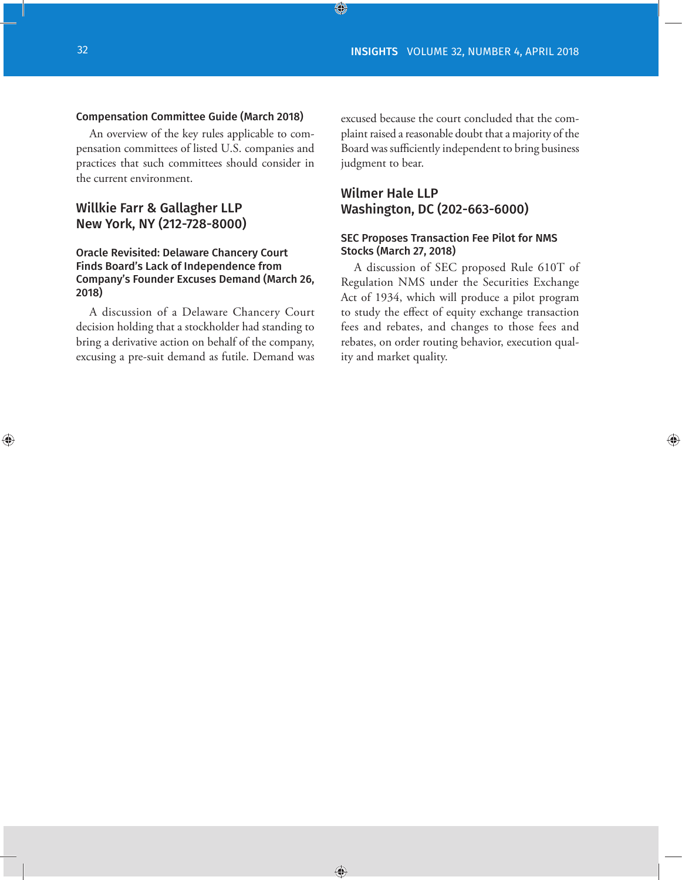### Compensation Committee Guide (March 2018)

An overview of the key rules applicable to compensation committees of listed U.S. companies and practices that such committees should consider in the current environment.

## Willkie Farr & Gallagher LLP
## New York, NY (212-728-8000)

### Oracle Revisited: Delaware Chancery Court Finds Board's Lack of Independence from Company's Founder Excuses Demand (March 26, 2018)

A discussion of a Delaware Chancery Court decision holding that a stockholder had standing to bring a derivative action on behalf of the company, excusing a pre-suit demand as futile. Demand was excused because the court concluded that the complaint raised a reasonable doubt that a majority of the Board was sufficiently independent to bring business judgment to bear.

## Wilmer Hale LLP
## Washington, DC (202-663-6000)

### SEC Proposes Transaction Fee Pilot for NMS Stocks (March 27, 2018)

A discussion of SEC proposed Rule 610T of Regulation NMS under the Securities Exchange Act of 1934, which will produce a pilot program to study the effect of equity exchange transaction fees and rebates, and changes to those fees and rebates, on order routing behavior, execution quality and market quality.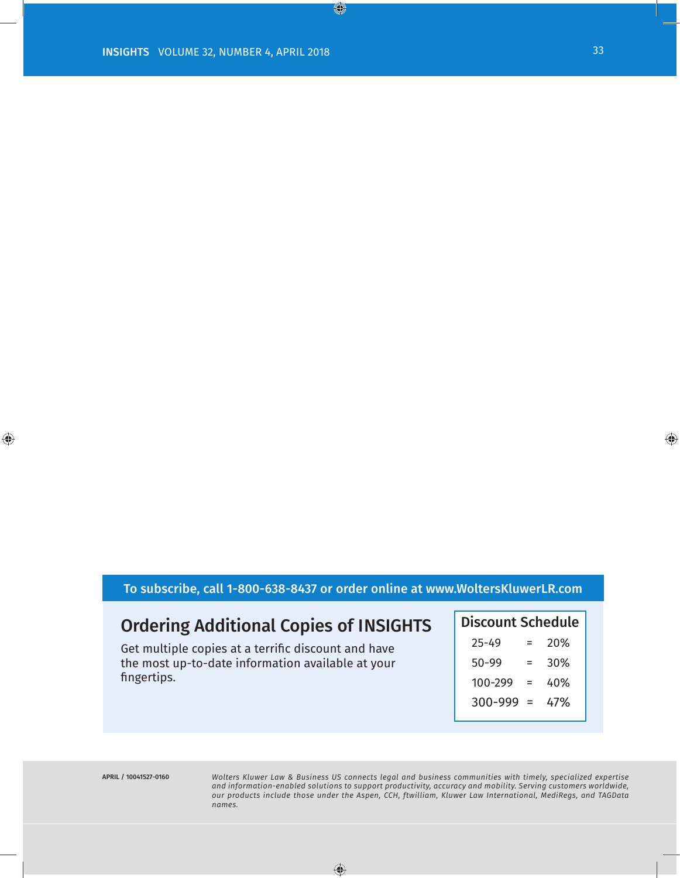**To subscribe, call 1-800-638-8437 or order online at www.WoltersKluwerLR.com**

## Ordering Additional Copies of INSIGHTS

Get multiple copies at a terrific discount and have the most up-to-date information available at your fingertips.

| Discount Schedule | | |
|---|---|---|
| 25-49 | = | 20% |
| 50-99 | = | 30% |
| 100-299 | = | 40% |
| 300-999 | = | 47% |

**APRIL / 10041527-0160**

*Wolters Kluwer Law & Business US connects legal and business communities with timely, specialized expertise and information-enabled solutions to support productivity, accuracy and mobility. Serving customers worldwide, our products include those under the Aspen, CCH, ftwilliam, Kluwer Law International, MediRegs, and TAGData names.*